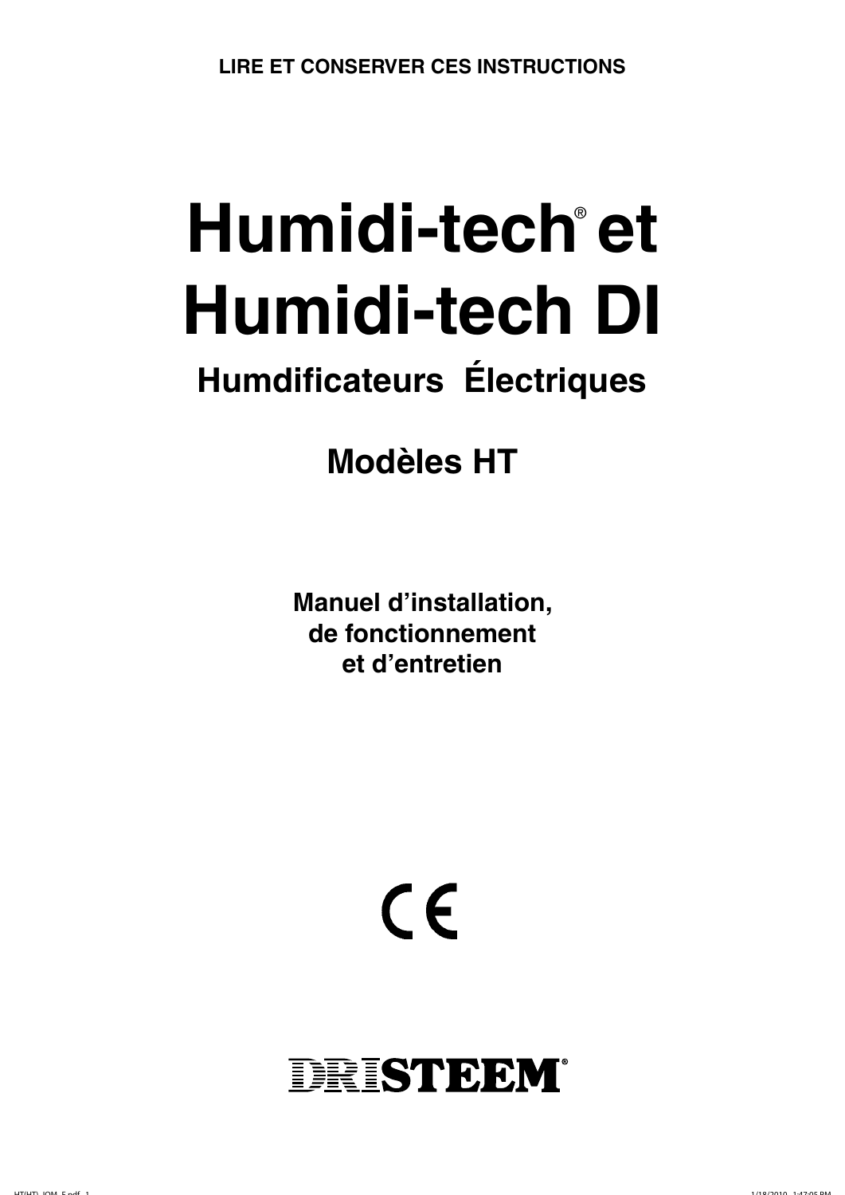**LIRE ET CONSERVER CES INSTRUCTIONS**

# Humidi-tech® et Humidi-tech DI

## Humdificateurs Électriques

## Modèles HT

**Manuel d'installation,**
**de fonctionnement**
**et d'entretien**

CE

DRISTEEM®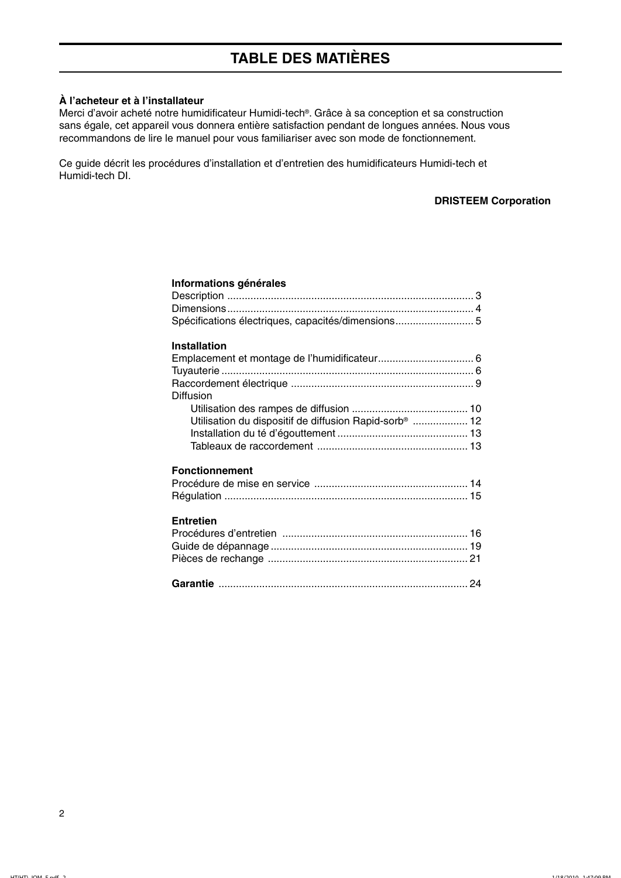# TABLE DES MATIÈRES

**À l'acheteur et à l'installateur**
Merci d'avoir acheté notre humidificateur Humidi-tech®. Grâce à sa conception et sa construction sans égale, cet appareil vous donnera entière satisfaction pendant de longues années. Nous vous recommandons de lire le manuel pour vous familiariser avec son mode de fonctionnement.

Ce guide décrit les procédures d'installation et d'entretien des humidificateurs Humidi-tech et Humidi-tech DI.

**DRISTEEM Corporation**

**Informations générales**
Description ..................................................................................... 3
Dimensions..................................................................................... 4
Spécifications électriques, capacités/dimensions........................... 5

**Installation**
Emplacement et montage de l'humidificateur................................. 6
Tuyauterie ....................................................................................... 6
Raccordement électrique ............................................................... 9
Diffusion
- Utilisation des rampes de diffusion ........................................ 10
- Utilisation du dispositif de diffusion Rapid-sorb® ................... 12
- Installation du té d'égouttement ............................................. 13
- Tableaux de raccordement .................................................... 13

**Fonctionnement**
Procédure de mise en service ..................................................... 14
Régulation ................................................................................... 15

**Entretien**
Procédures d'entretien ................................................................ 16
Guide de dépannage.................................................................... 19
Pièces de rechange ..................................................................... 21

**Garantie** ..................................................................................... 24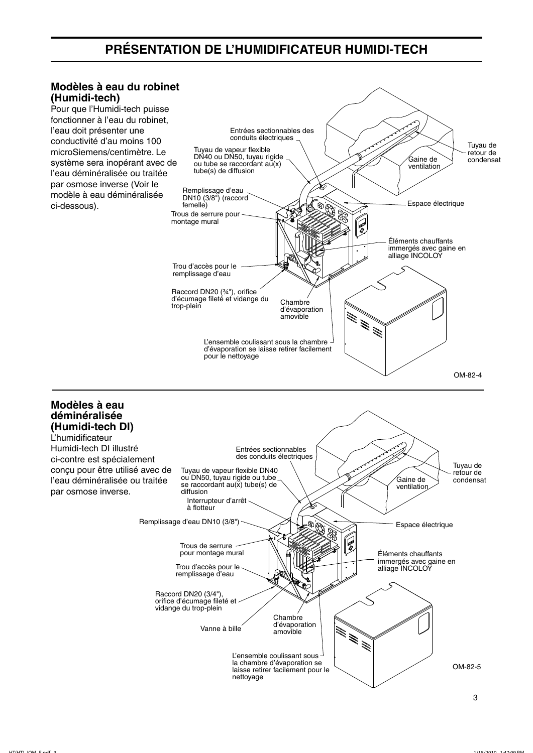# PRÉSENTATION DE L'HUMIDIFICATEUR HUMIDI-TECH

## Modèles à eau du robinet (Humidi-tech)

Pour que l'Humidi-tech puisse fonctionner à l'eau du robinet, l'eau doit présenter une conductivité d'au moins 100 microSiemens/centimètre. Le système sera inopérant avec de l'eau déminéralisée ou traitée par osmose inverse (Voir le modèle à eau déminéralisée ci-dessous).

Entrées sectionnables des conduits électriques

Tuyau de vapeur flexible DN40 ou DN50, tuyau rigide ou tube se raccordant au(x) tube(s) de diffusion

Remplissage d'eau DN10 (3/8") (raccord femelle)

Trous de serrure pour montage mural

Trou d'accès pour le remplissage d'eau

Raccord DN20 (¾"), orifice d'écumage fileté et vidange du trop-plein

Chambre d'évaporation amovible

L'ensemble coulissant sous la chambre d'évaporation se laisse retirer facilement pour le nettoyage

Gaine de ventilation

Tuyau de retour de condensat

Espace électrique

Éléments chauffants immergés avec gaine en alliage INCOLOY

OM-82-4

## Modèles à eau déminéralisée (Humidi-tech DI)

L'humidificateur Humidi-tech DI illustré ci-contre est spécialement conçu pour être utilisé avec de l'eau déminéralisée ou traitée par osmose inverse.

Entrées sectionnables des conduits électriques

Tuyau de vapeur flexible DN40 ou DN50, tuyau rigide ou tube se raccordant au(x) tube(s) de diffusion

Interrupteur d'arrêt à flotteur

Remplissage d'eau DN10 (3/8")

Trous de serrure pour montage mural

Trou d'accès pour le remplissage d'eau

Raccord DN20 (3/4"), orifice d'écumage fileté et vidange du trop-plein

Vanne à bille

Chambre d'évaporation amovible

L'ensemble coulissant sous la chambre d'évaporation se laisse retirer facilement pour le nettoyage

Gaine de ventilation

Tuyau de retour de condensat

Espace électrique

Éléments chauffants immergés avec gaine en alliage INCOLOY

OM-82-5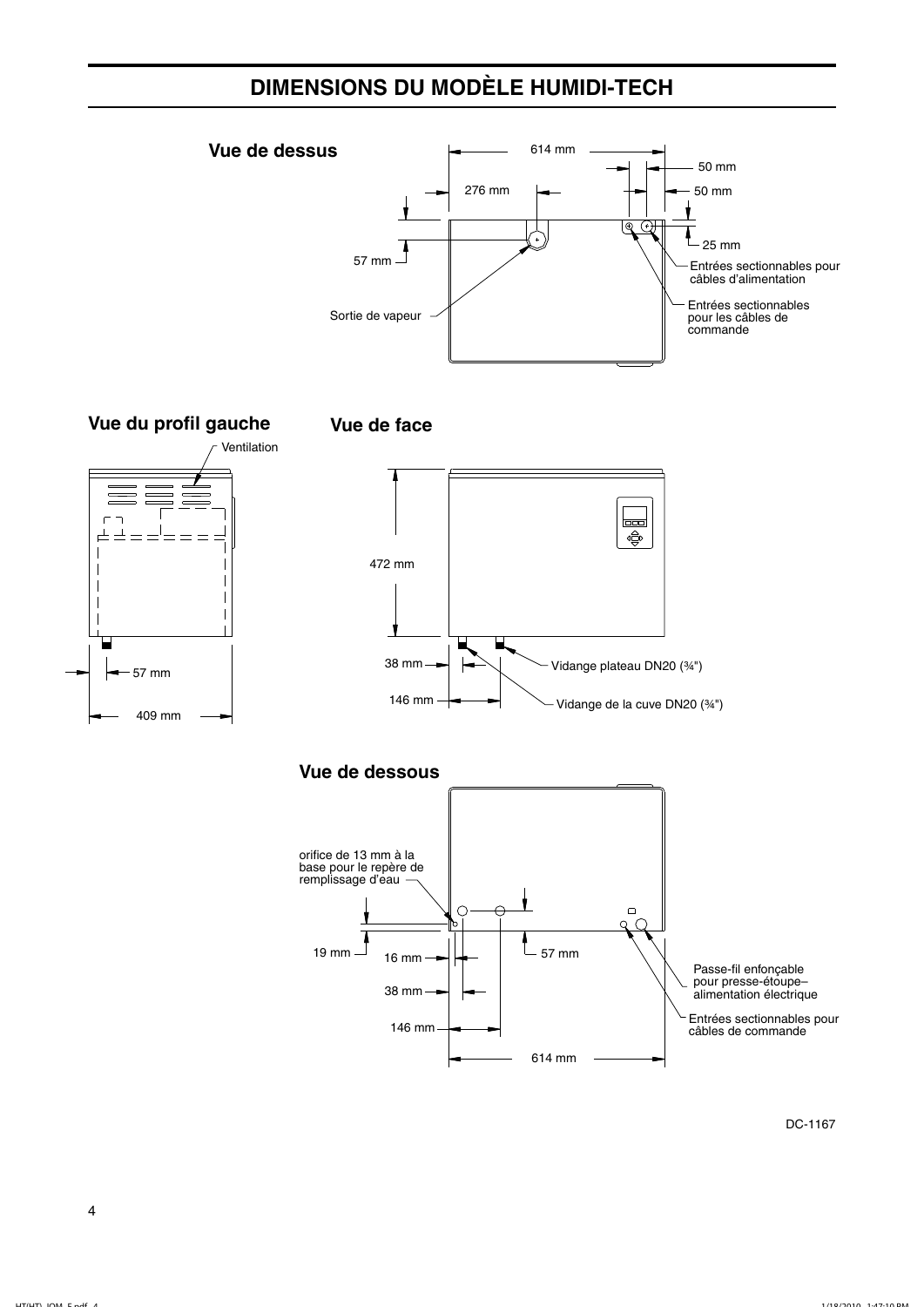# DIMENSIONS DU MODÈLE HUMIDI-TECH

## Vue de dessus

614 mm

50 mm

50 mm

276 mm

25 mm

57 mm

Entrées sectionnables pour câbles d'alimentation

Entrées sectionnables pour les câbles de commande

Sortie de vapeur

## Vue du profil gauche

Ventilation

57 mm

409 mm

## Vue de face

472 mm

38 mm

146 mm

Vidange plateau DN20 (¾")

Vidange de la cuve DN20 (¾")

## Vue de dessous

orifice de 13 mm à la base pour le repère de remplissage d'eau

19 mm

16 mm

38 mm

146 mm

57 mm

614 mm

Passe-fil enfonçable pour presse-étoupe– alimentation électrique

Entrées sectionnables pour câbles de commande

DC-1167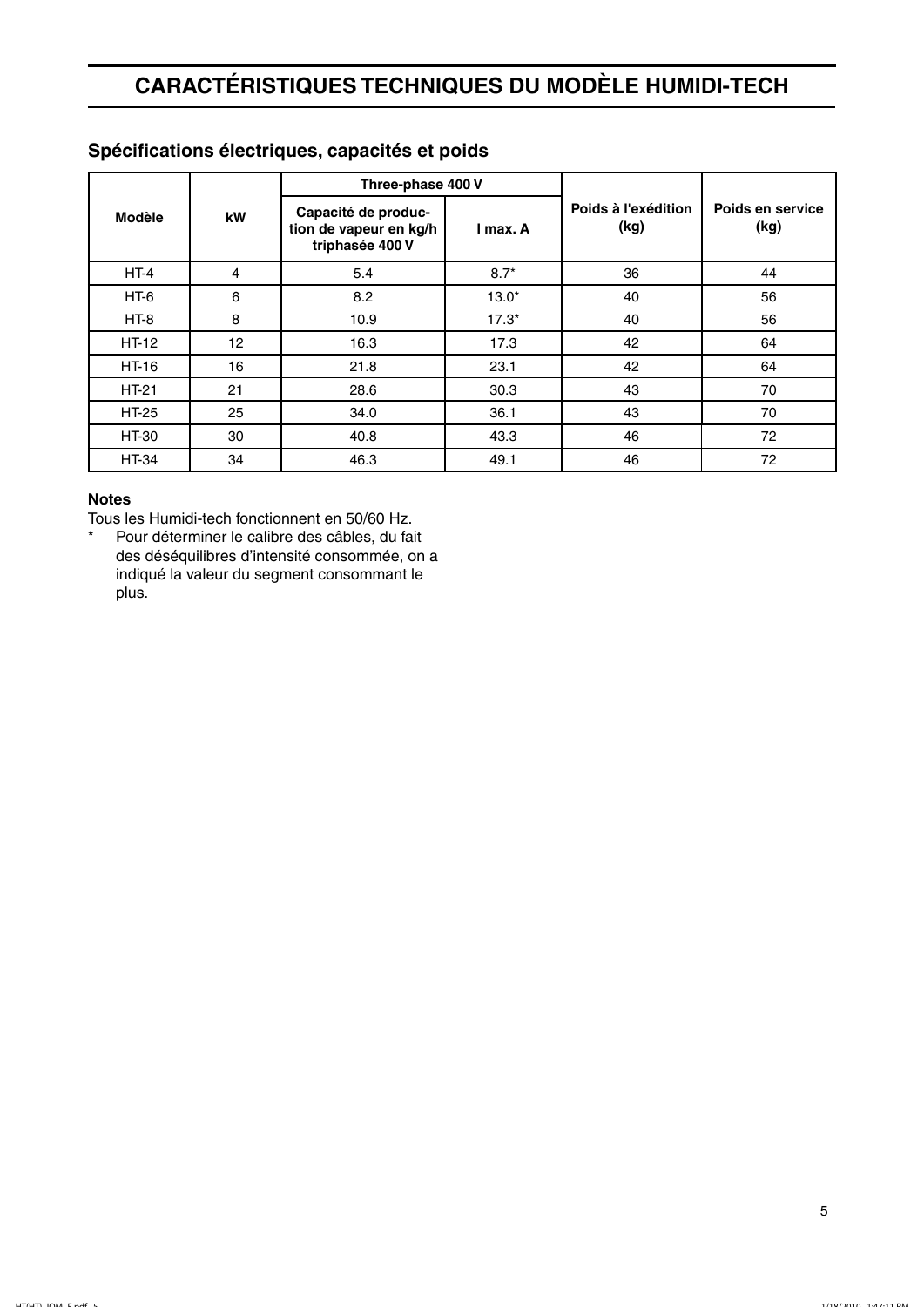# CARACTÉRISTIQUES TECHNIQUES DU MODÈLE HUMIDI-TECH

## Spécifications électriques, capacités et poids

| Modèle | kW | Three-phase 400 V | | Poids à l'exédition (kg) | Poids en service (kg) |
|---|---|---|---|---|---|
| | | Capacité de production de vapeur en kg/h triphasée 400 V | I max. A | | |
| HT-4 | 4 | 5.4 | 8.7* | 36 | 44 |
| HT-6 | 6 | 8.2 | 13.0* | 40 | 56 |
| HT-8 | 8 | 10.9 | 17.3* | 40 | 56 |
| HT-12 | 12 | 16.3 | 17.3 | 42 | 64 |
| HT-16 | 16 | 21.8 | 23.1 | 42 | 64 |
| HT-21 | 21 | 28.6 | 30.3 | 43 | 70 |
| HT-25 | 25 | 34.0 | 36.1 | 43 | 70 |
| HT-30 | 30 | 40.8 | 43.3 | 46 | 72 |
| HT-34 | 34 | 46.3 | 49.1 | 46 | 72 |

**Notes**

Tous les Humidi-tech fonctionnent en 50/60 Hz.

\* Pour déterminer le calibre des câbles, du fait des déséquilibres d'intensité consommée, on a indiqué la valeur du segment consommant le plus.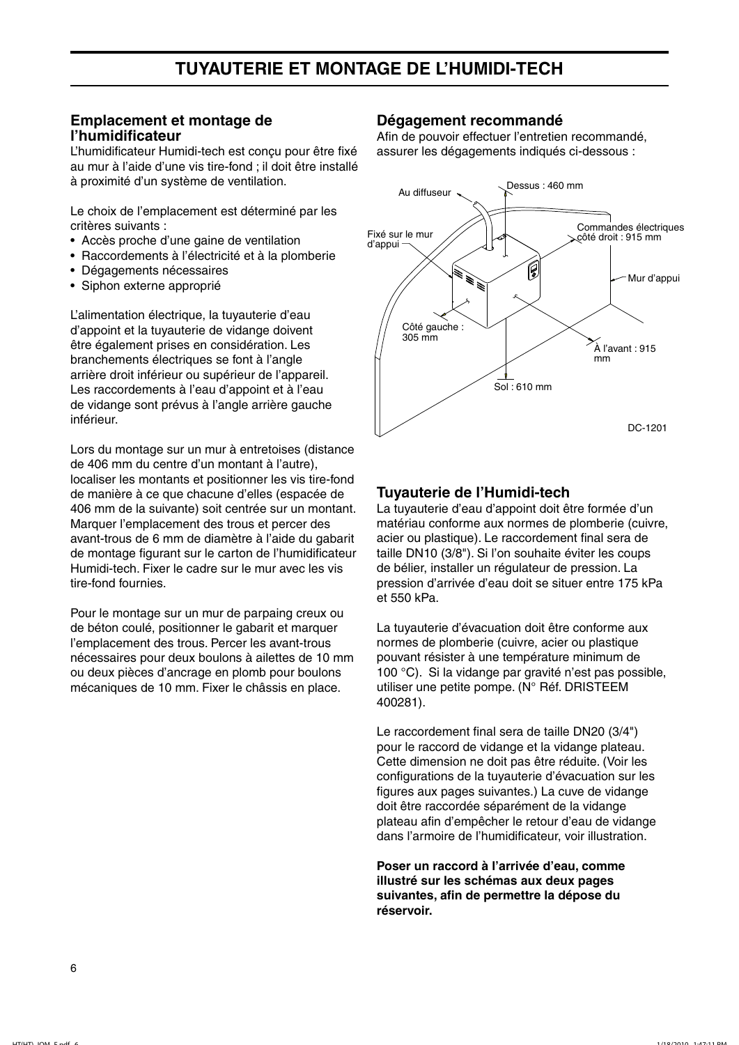# TUYAUTERIE ET MONTAGE DE L'HUMIDI-TECH

## Emplacement et montage de l'humidificateur

L'humidificateur Humidi-tech est conçu pour être fixé au mur à l'aide d'une vis tire-fond ; il doit être installé à proximité d'un système de ventilation.

Le choix de l'emplacement est déterminé par les critères suivants :

- Accès proche d'une gaine de ventilation
- Raccordements à l'électricité et à la plomberie
- Dégagements nécessaires
- Siphon externe approprié

L'alimentation électrique, la tuyauterie d'eau d'appoint et la tuyauterie de vidange doivent être également prises en considération. Les branchements électriques se font à l'angle arrière droit inférieur ou supérieur de l'appareil. Les raccordements à l'eau d'appoint et à l'eau de vidange sont prévus à l'angle arrière gauche inférieur.

Lors du montage sur un mur à entretoises (distance de 406 mm du centre d'un montant à l'autre), localiser les montants et positionner les vis tire-fond de manière à ce que chacune d'elles (espacée de 406 mm de la suivante) soit centrée sur un montant. Marquer l'emplacement des trous et percer des avant-trous de 6 mm de diamètre à l'aide du gabarit de montage figurant sur le carton de l'humidificateur Humidi-tech. Fixer le cadre sur le mur avec les vis tire-fond fournies.

Pour le montage sur un mur de parpaing creux ou de béton coulé, positionner le gabarit et marquer l'emplacement des trous. Percer les avant-trous nécessaires pour deux boulons à ailettes de 10 mm ou deux pièces d'ancrage en plomb pour boulons mécaniques de 10 mm. Fixer le châssis en place.

## Dégagement recommandé

Afin de pouvoir effectuer l'entretien recommandé, assurer les dégagements indiqués ci-dessous :

Au diffuseur
Dessus : 460 mm
Fixé sur le mur d'appui
Commandes électriques côté droit : 915 mm
Mur d'appui
Côté gauche : 305 mm
À l'avant : 915 mm
Sol : 610 mm

DC-1201

## Tuyauterie de l'Humidi-tech

La tuyauterie d'eau d'appoint doit être formée d'un matériau conforme aux normes de plomberie (cuivre, acier ou plastique). Le raccordement final sera de taille DN10 (3/8"). Si l'on souhaite éviter les coups de bélier, installer un régulateur de pression. La pression d'arrivée d'eau doit se situer entre 175 kPa et 550 kPa.

La tuyauterie d'évacuation doit être conforme aux normes de plomberie (cuivre, acier ou plastique pouvant résister à une température minimum de 100 °C). Si la vidange par gravité n'est pas possible, utiliser une petite pompe. (N° Réf. DRISTEEM 400281).

Le raccordement final sera de taille DN20 (3/4") pour le raccord de vidange et la vidange plateau. Cette dimension ne doit pas être réduite. (Voir les configurations de la tuyauterie d'évacuation sur les figures aux pages suivantes.) La cuve de vidange doit être raccordée séparément de la vidange plateau afin d'empêcher le retour d'eau de vidange dans l'armoire de l'humidificateur, voir illustration.

**Poser un raccord à l'arrivée d'eau, comme illustré sur les schémas aux deux pages suivantes, afin de permettre la dépose du réservoir.**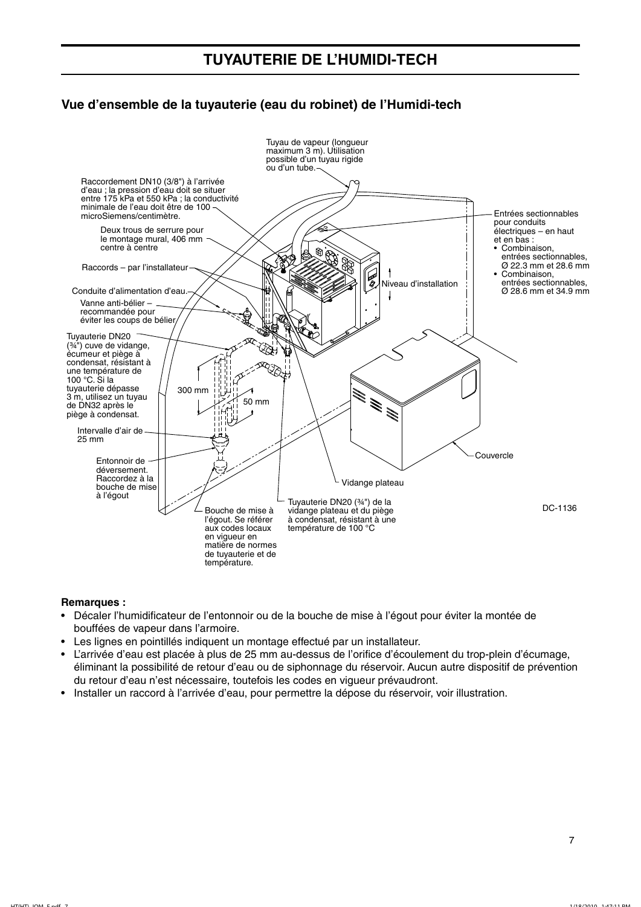# TUYAUTERIE DE L'HUMIDI-TECH

## Vue d'ensemble de la tuyauterie (eau du robinet) de l'Humidi-tech

Tuyau de vapeur (longueur maximum 3 m). Utilisation possible d'un tuyau rigide ou d'un tube.

Raccordement DN10 (3/8") à l'arrivée d'eau ; la pression d'eau doit se situer entre 175 kPa et 550 kPa ; la conductivité minimale de l'eau doit être de 100 microSiemens/centimètre.

Deux trous de serrure pour le montage mural, 406 mm centre à centre

Raccords – par l'installateur

Conduite d'alimentation d'eau.

Vanne anti-bélier – recommandée pour éviter les coups de bélier

Tuyauterie DN20 (¾") cuve de vidange, écumeur et piège à condensat, résistant à une température de 100 °C. Si la tuyauterie dépasse 3 m, utilisez un tuyau de DN32 après le piège à condensat.

300 mm

50 mm

Intervalle d'air de 25 mm

Entonnoir de déversement. Raccordez à la bouche de mise à l'égout

Bouche de mise à l'égout. Se référer aux codes locaux en vigueur en matière de normes de tuyauterie et de température.

Tuyauterie DN20 (¾") de la vidange plateau et du piège à condensat, résistant à une température de 100 °C

Vidange plateau

Couvercle

Niveau d'installation

Entrées sectionnables pour conduits électriques – en haut et en bas :
- Combinaison, entrées sectionnables, Ø 22.3 mm et 28.6 mm
- Combinaison, entrées sectionnables, Ø 28.6 mm et 34.9 mm

DC-1136

**Remarques :**

- Décaler l'humidificateur de l'entonnoir ou de la bouche de mise à l'égout pour éviter la montée de bouffées de vapeur dans l'armoire.
- Les lignes en pointillés indiquent un montage effectué par un installateur.
- L'arrivée d'eau est placée à plus de 25 mm au-dessus de l'orifice d'écoulement du trop-plein d'écumage, éliminant la possibilité de retour d'eau ou de siphonnage du réservoir. Aucun autre dispositif de prévention du retour d'eau n'est nécessaire, toutefois les codes en vigueur prévaudront.
- Installer un raccord à l'arrivée d'eau, pour permettre la dépose du réservoir, voir illustration.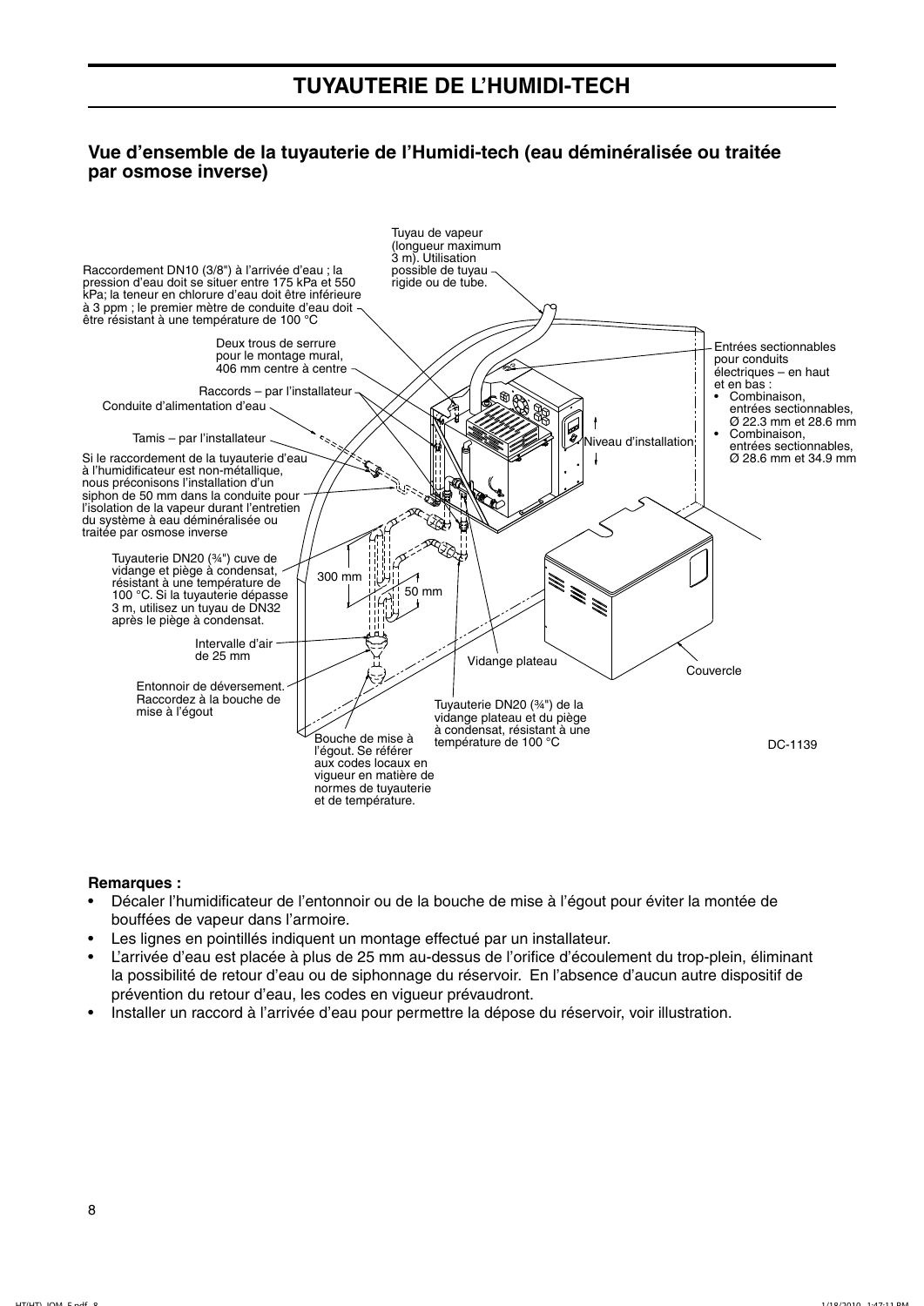# TUYAUTERIE DE L'HUMIDI-TECH

## Vue d'ensemble de la tuyauterie de l'Humidi-tech (eau déminéralisée ou traitée par osmose inverse)

Tuyau de vapeur (longueur maximum 3 m). Utilisation possible de tuyau rigide ou de tube.

Raccordement DN10 (3/8") à l'arrivée d'eau ; la pression d'eau doit se situer entre 175 kPa et 550 kPa; la teneur en chlorure d'eau doit être inférieure à 3 ppm ; le premier mètre de conduite d'eau doit être résistant à une température de 100 °C

Deux trous de serrure pour le montage mural, 406 mm centre à centre

Raccords – par l'installateur

Conduite d'alimentation d'eau

Tamis – par l'installateur

Si le raccordement de la tuyauterie d'eau à l'humidificateur est non-métallique, nous préconisons l'installation d'un siphon de 50 mm dans la conduite pour l'isolation de la vapeur durant l'entretien du système à eau déminéralisée ou traitée par osmose inverse

Tuyauterie DN20 (¾") cuve de vidange et piège à condensat, résistant à une température de 100 °C. Si la tuyauterie dépasse 3 m, utilisez un tuyau de DN32 après le piège à condensat.

300 mm

50 mm

Intervalle d'air de 25 mm

Entonnoir de déversement. Raccordez à la bouche de mise à l'égout

Bouche de mise à l'égout. Se référer aux codes locaux en vigueur en matière de normes de tuyauterie et de température.

Tuyauterie DN20 (¾") de la vidange plateau et du piège à condensat, résistant à une température de 100 °C

Vidange plateau

Couvercle

Niveau d'installation

Entrées sectionnables pour conduits électriques – en haut et en bas :
- Combinaison, entrées sectionnables, Ø 22.3 mm et 28.6 mm
- Combinaison, entrées sectionnables, Ø 28.6 mm et 34.9 mm

DC-1139

**Remarques :**

- Décaler l'humidificateur de l'entonnoir ou de la bouche de mise à l'égout pour éviter la montée de bouffées de vapeur dans l'armoire.
- Les lignes en pointillés indiquent un montage effectué par un installateur.
- L'arrivée d'eau est placée à plus de 25 mm au-dessus de l'orifice d'écoulement du trop-plein, éliminant la possibilité de retour d'eau ou de siphonnage du réservoir. En l'absence d'aucun autre dispositif de prévention du retour d'eau, les codes en vigueur prévaudront.
- Installer un raccord à l'arrivée d'eau pour permettre la dépose du réservoir, voir illustration.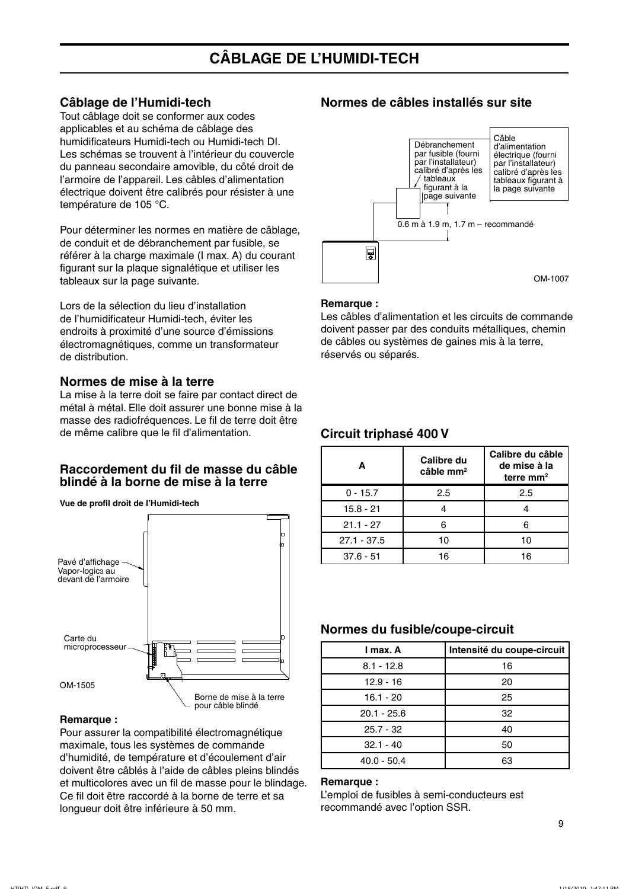# CÂBLAGE DE L'HUMIDI-TECH

## Câblage de l'Humidi-tech

Tout câblage doit se conformer aux codes applicables et au schéma de câblage des humidificateurs Humidi-tech ou Humidi-tech DI. Les schémas se trouvent à l'intérieur du couvercle du panneau secondaire amovible, du côté droit de l'armoire de l'appareil. Les câbles d'alimentation électrique doivent être calibrés pour résister à une température de 105 °C.

Pour déterminer les normes en matière de câblage, de conduit et de débranchement par fusible, se référer à la charge maximale (I max. A) du courant figurant sur la plaque signalétique et utiliser les tableaux sur la page suivante.

Lors de la sélection du lieu d'installation de l'humidificateur Humidi-tech, éviter les endroits à proximité d'une source d'émissions électromagnétiques, comme un transformateur de distribution.

## Normes de mise à la terre

La mise à la terre doit se faire par contact direct de métal à métal. Elle doit assurer une bonne mise à la masse des radiofréquences. Le fil de terre doit être de même calibre que le fil d'alimentation.

## Raccordement du fil de masse du câble blindé à la borne de mise à la terre

**Vue de profil droit de l'Humidi-tech**

Pavé d'affichage Vapor-logic3 au devant de l'armoire

Carte du microprocesseur

Borne de mise à la terre pour câble blindé

OM-1505

**Remarque :**

Pour assurer la compatibilité électromagnétique maximale, tous les systèmes de commande d'humidité, de température et d'écoulement d'air doivent être câblés à l'aide de câbles pleins blindés et multicolores avec un fil de masse pour le blindage. Ce fil doit être raccordé à la borne de terre et sa longueur doit être inférieure à 50 mm.

## Normes de câbles installés sur site

Débranchement par fusible (fourni par l'installateur) calibré d'après les tableaux figurant à la page suivante

Câble d'alimentation électrique (fourni par l'installateur) calibré d'après les tableaux figurant à la page suivante

0.6 m à 1.9 m, 1.7 m – recommandé

OM-1007

**Remarque :**

Les câbles d'alimentation et les circuits de commande doivent passer par des conduits métalliques, chemin de câbles ou systèmes de gaines mis à la terre, réservés ou séparés.

## Circuit triphasé 400 V

| A | Calibre du câble mm² | Calibre du câble de mise à la terre mm² |
|---|---|---|
| 0 - 15.7 | 2.5 | 2.5 |
| 15.8 - 21 | 4 | 4 |
| 21.1 - 27 | 6 | 6 |
| 27.1 - 37.5 | 10 | 10 |
| 37.6 - 51 | 16 | 16 |

## Normes du fusible/coupe-circuit

| I max. A | Intensité du coupe-circuit |
|---|---|
| 8.1 - 12.8 | 16 |
| 12.9 - 16 | 20 |
| 16.1 - 20 | 25 |
| 20.1 - 25.6 | 32 |
| 25.7 - 32 | 40 |
| 32.1 - 40 | 50 |
| 40.0 - 50.4 | 63 |

**Remarque :**

L'emploi de fusibles à semi-conducteurs est recommandé avec l'option SSR.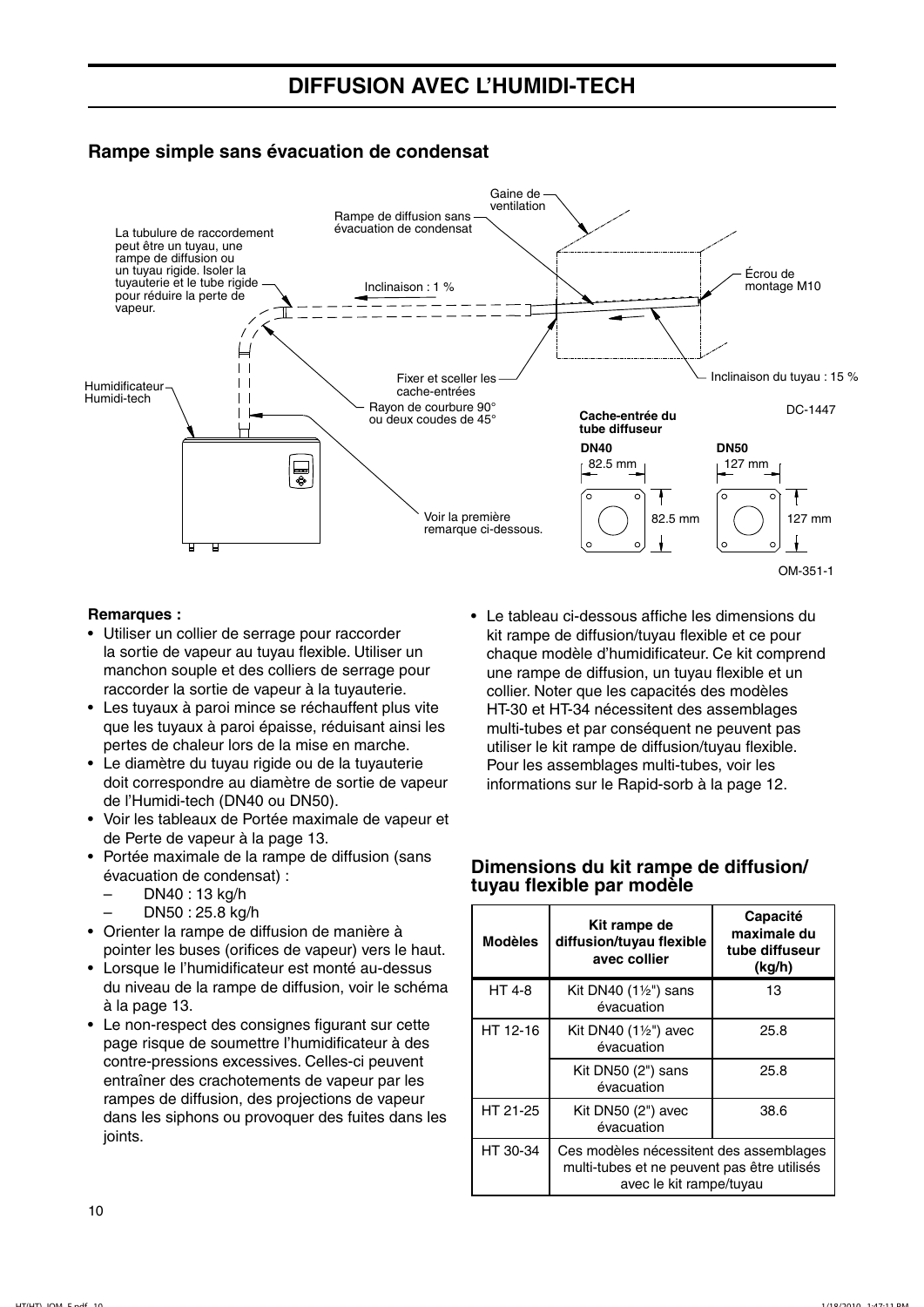# DIFFUSION AVEC L'HUMIDI-TECH

## Rampe simple sans évacuation de condensat

Gaine de ventilation

Rampe de diffusion sans évacuation de condensat

La tubulure de raccordement peut être un tuyau, une rampe de diffusion ou un tuyau rigide. Isoler la tuyauterie et le tube rigide pour réduire la perte de vapeur.

Inclinaison : 1 %

Écrou de montage M10

Humidificateur Humidi-tech

Fixer et sceller les cache-entrées

Rayon de courbure 90° ou deux coudes de 45°

Inclinaison du tuyau : 15 %

DC-1447

**Cache-entrée du tube diffuseur**

**DN40** 82.5 mm × 82.5 mm

**DN50** 127 mm × 127 mm

Voir la première remarque ci-dessous.

OM-351-1

**Remarques :**

- Utiliser un collier de serrage pour raccorder la sortie de vapeur au tuyau flexible. Utiliser un manchon souple et des colliers de serrage pour raccorder la sortie de vapeur à la tuyauterie.
- Les tuyaux à paroi mince se réchauffent plus vite que les tuyaux à paroi épaisse, réduisant ainsi les pertes de chaleur lors de la mise en marche.
- Le diamètre du tuyau rigide ou de la tuyauterie doit correspondre au diamètre de sortie de vapeur de l'Humidi-tech (DN40 ou DN50).
- Voir les tableaux de Portée maximale de vapeur et de Perte de vapeur à la page 13.
- Portée maximale de la rampe de diffusion (sans évacuation de condensat) :
  - DN40 : 13 kg/h
  - DN50 : 25.8 kg/h
- Orienter la rampe de diffusion de manière à pointer les buses (orifices de vapeur) vers le haut.
- Lorsque le l'humidificateur est monté au-dessus du niveau de la rampe de diffusion, voir le schéma à la page 13.
- Le non-respect des consignes figurant sur cette page risque de soumettre l'humidificateur à des contre-pressions excessives. Celles-ci peuvent entraîner des crachotements de vapeur par les rampes de diffusion, des projections de vapeur dans les siphons ou provoquer des fuites dans les joints.
- Le tableau ci-dessous affiche les dimensions du kit rampe de diffusion/tuyau flexible et ce pour chaque modèle d'humidificateur. Ce kit comprend une rampe de diffusion, un tuyau flexible et un collier. Noter que les capacités des modèles HT-30 et HT-34 nécessitent des assemblages multi-tubes et par conséquent ne peuvent pas utiliser le kit rampe de diffusion/tuyau flexible. Pour les assemblages multi-tubes, voir les informations sur le Rapid-sorb à la page 12.

## Dimensions du kit rampe de diffusion/ tuyau flexible par modèle

| Modèles | Kit rampe de diffusion/tuyau flexible avec collier | Capacité maximale du tube diffuseur (kg/h) |
|---|---|---|
| HT 4-8 | Kit DN40 (1½") sans évacuation | 13 |
| HT 12-16 | Kit DN40 (1½") avec évacuation | 25.8 |
| | Kit DN50 (2") sans évacuation | 25.8 |
| HT 21-25 | Kit DN50 (2") avec évacuation | 38.6 |
| HT 30-34 | Ces modèles nécessitent des assemblages multi-tubes et ne peuvent pas être utilisés avec le kit rampe/tuyau | |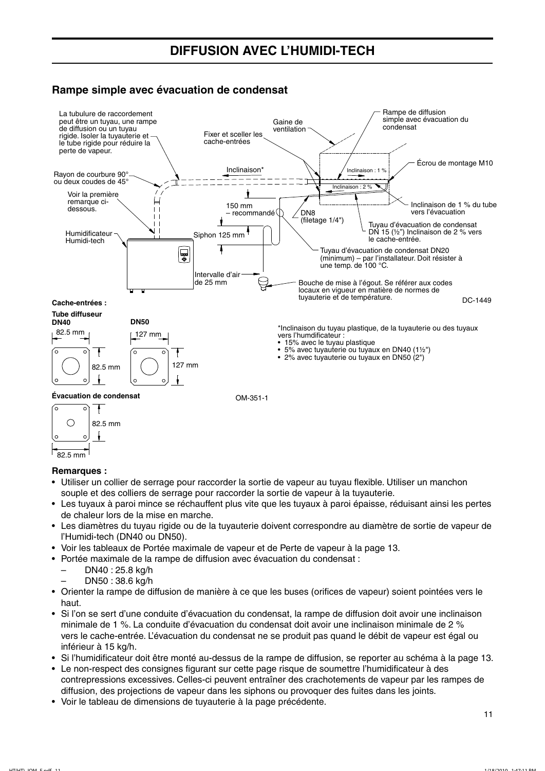# DIFFUSION AVEC L'HUMIDI-TECH

## Rampe simple avec évacuation de condensat

La tubulure de raccordement peut être un tuyau, une rampe de diffusion ou un tuyau rigide. Isoler la tuyauterie et le tube rigide pour réduire la perte de vapeur.

Gaine de ventilation

Rampe de diffusion simple avec évacuation du condensat

Fixer et sceller les cache-entrées

Écrou de montage M10

Rayon de courbure 90° ou deux coudes de 45°

Inclinaison*

Inclinaison : 1 %

Inclinaison : 2 %

Voir la première remarque ci-dessous.

150 mm – recommandé

DN8 (filetage 1/4")

Inclinaison de 1 % du tube vers l'évacuation

Tuyau d'évacuation de condensat DN 15 (½") Inclinaison de 2 % vers le cache-entrée.

Humidificateur Humidi-tech

Siphon 125 mm

Tuyau d'évacuation de condensat DN20 (minimum) – par l'installateur. Doit résister à une temp. de 100 °C.

Intervalle d'air de 25 mm

Bouche de mise à l'égout. Se référer aux codes locaux en vigueur en matière de normes de tuyauterie et de température.

DC-1449

**Cache-entrées :**

**Tube diffuseur DN40**

82.5 mm × 82.5 mm

**DN50**

127 mm × 127 mm

**Évacuation de condensat**

82.5 mm × 82.5 mm

OM-351-1

*Inclinaison du tuyau plastique, de la tuyauterie ou des tuyaux vers l'humidificateur :
- 15% avec le tuyau plastique
- 5% avec tuyauterie ou tuyaux en DN40 (1½")
- 2% avec tuyauterie ou tuyaux en DN50 (2")

**Remarques :**

- Utiliser un collier de serrage pour raccorder la sortie de vapeur au tuyau flexible. Utiliser un manchon souple et des colliers de serrage pour raccorder la sortie de vapeur à la tuyauterie.
- Les tuyaux à paroi mince se réchauffent plus vite que les tuyaux à paroi épaisse, réduisant ainsi les pertes de chaleur lors de la mise en marche.
- Les diamètres du tuyau rigide ou de la tuyauterie doivent correspondre au diamètre de sortie de vapeur de l'Humidi-tech (DN40 ou DN50).
- Voir les tableaux de Portée maximale de vapeur et de Perte de vapeur à la page 13.
- Portée maximale de la rampe de diffusion avec évacuation du condensat :
  - DN40 : 25.8 kg/h
  - DN50 : 38.6 kg/h
- Orienter la rampe de diffusion de manière à ce que les buses (orifices de vapeur) soient pointées vers le haut.
- Si l'on se sert d'une conduite d'évacuation du condensat, la rampe de diffusion doit avoir une inclinaison minimale de 1 %. La conduite d'évacuation du condensat doit avoir une inclinaison minimale de 2 % vers le cache-entrée. L'évacuation du condensat ne se produit pas quand le débit de vapeur est égal ou inférieur à 15 kg/h.
- Si l'humidificateur doit être monté au-dessus de la rampe de diffusion, se reporter au schéma à la page 13.
- Le non-respect des consignes figurant sur cette page risque de soumettre l'humidificateur à des contrepressions excessives. Celles-ci peuvent entraîner des crachotements de vapeur par les rampes de diffusion, des projections de vapeur dans les siphons ou provoquer des fuites dans les joints.
- Voir le tableau de dimensions de tuyauterie à la page précédente.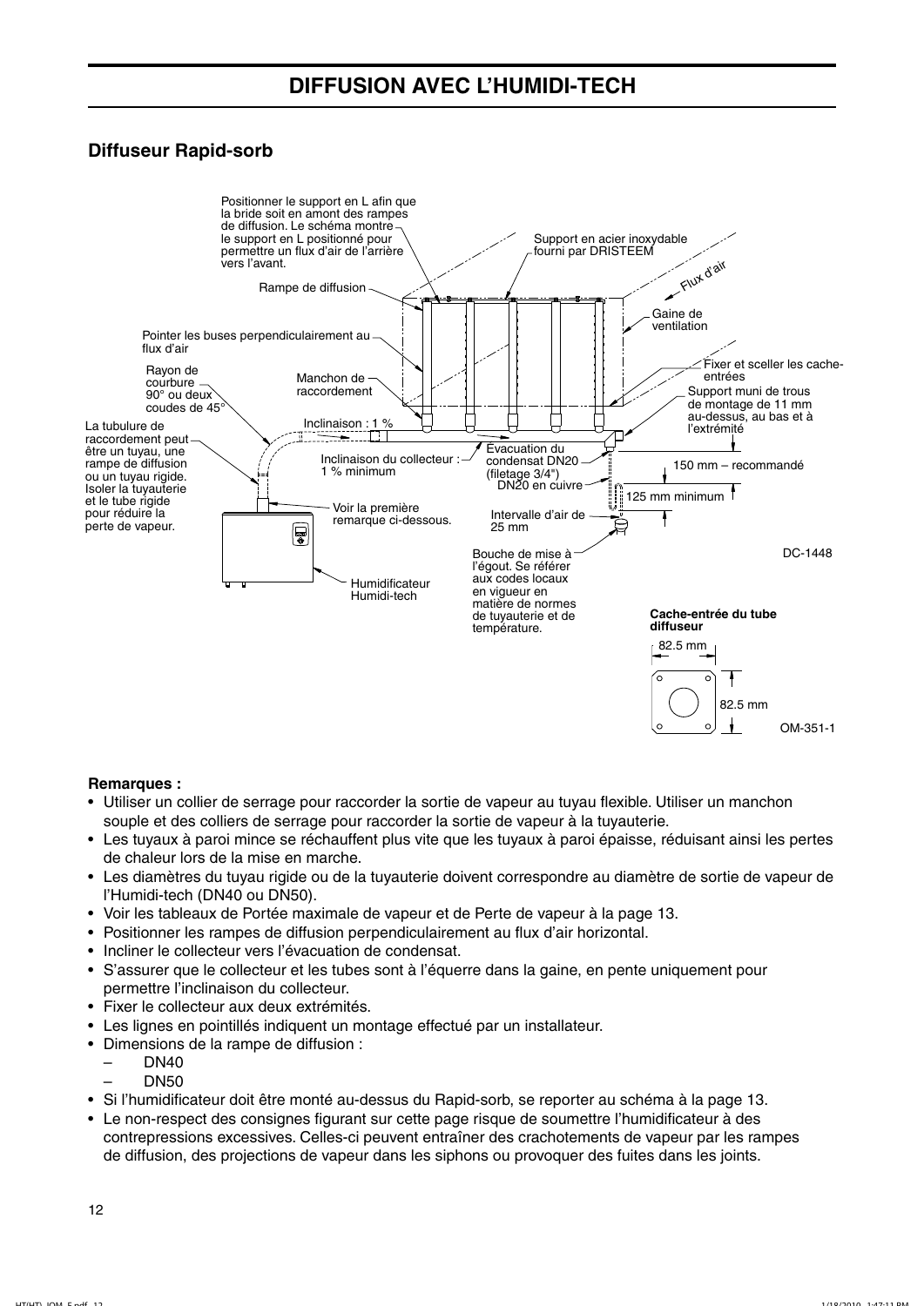# DIFFUSION AVEC L'HUMIDI-TECH

## Diffuseur Rapid-sorb

Positionner le support en L afin que la bride soit en amont des rampes de diffusion. Le schéma montre le support en L positionné pour permettre un flux d'air de l'arrière vers l'avant.

Support en acier inoxydable fourni par DRISTEEM

Flux d'air

Rampe de diffusion

Gaine de ventilation

Pointer les buses perpendiculairement au flux d'air

Fixer et sceller les cache-entrées

Rayon de courbure 90° ou deux coudes de 45°

Manchon de raccordement

Support muni de trous de montage de 11 mm au-dessus, au bas et à l'extrémité

Inclinaison : 1 %

La tubulure de raccordement peut être un tuyau, une rampe de diffusion ou un tuyau rigide. Isoler la tuyauterie et le tube rigide pour réduire la perte de vapeur.

Inclinaison du collecteur : 1 % minimum

Évacuation du condensat DN20 (filetage 3/4") DN20 en cuivre

150 mm – recommandé

125 mm minimum

Voir la première remarque ci-dessous.

Intervalle d'air de 25 mm

Bouche de mise à l'égout. Se référer aux codes locaux en vigueur en matière de normes de tuyauterie et de température.

DC-1448

Humidificateur Humidi-tech

**Cache-entrée du tube diffuseur**

82.5 mm

82.5 mm

OM-351-1

**Remarques :**

- Utiliser un collier de serrage pour raccorder la sortie de vapeur au tuyau flexible. Utiliser un manchon souple et des colliers de serrage pour raccorder la sortie de vapeur à la tuyauterie.
- Les tuyaux à paroi mince se réchauffent plus vite que les tuyaux à paroi épaisse, réduisant ainsi les pertes de chaleur lors de la mise en marche.
- Les diamètres du tuyau rigide ou de la tuyauterie doivent correspondre au diamètre de sortie de vapeur de l'Humidi-tech (DN40 ou DN50).
- Voir les tableaux de Portée maximale de vapeur et de Perte de vapeur à la page 13.
- Positionner les rampes de diffusion perpendiculairement au flux d'air horizontal.
- Incliner le collecteur vers l'évacuation de condensat.
- S'assurer que le collecteur et les tubes sont à l'équerre dans la gaine, en pente uniquement pour permettre l'inclinaison du collecteur.
- Fixer le collecteur aux deux extrémités.
- Les lignes en pointillés indiquent un montage effectué par un installateur.
- Dimensions de la rampe de diffusion :
  - DN40
  - DN50
- Si l'humidificateur doit être monté au-dessus du Rapid-sorb, se reporter au schéma à la page 13.
- Le non-respect des consignes figurant sur cette page risque de soumettre l'humidificateur à des contrepressions excessives. Celles-ci peuvent entraîner des crachotements de vapeur par les rampes de diffusion, des projections de vapeur dans les siphons ou provoquer des fuites dans les joints.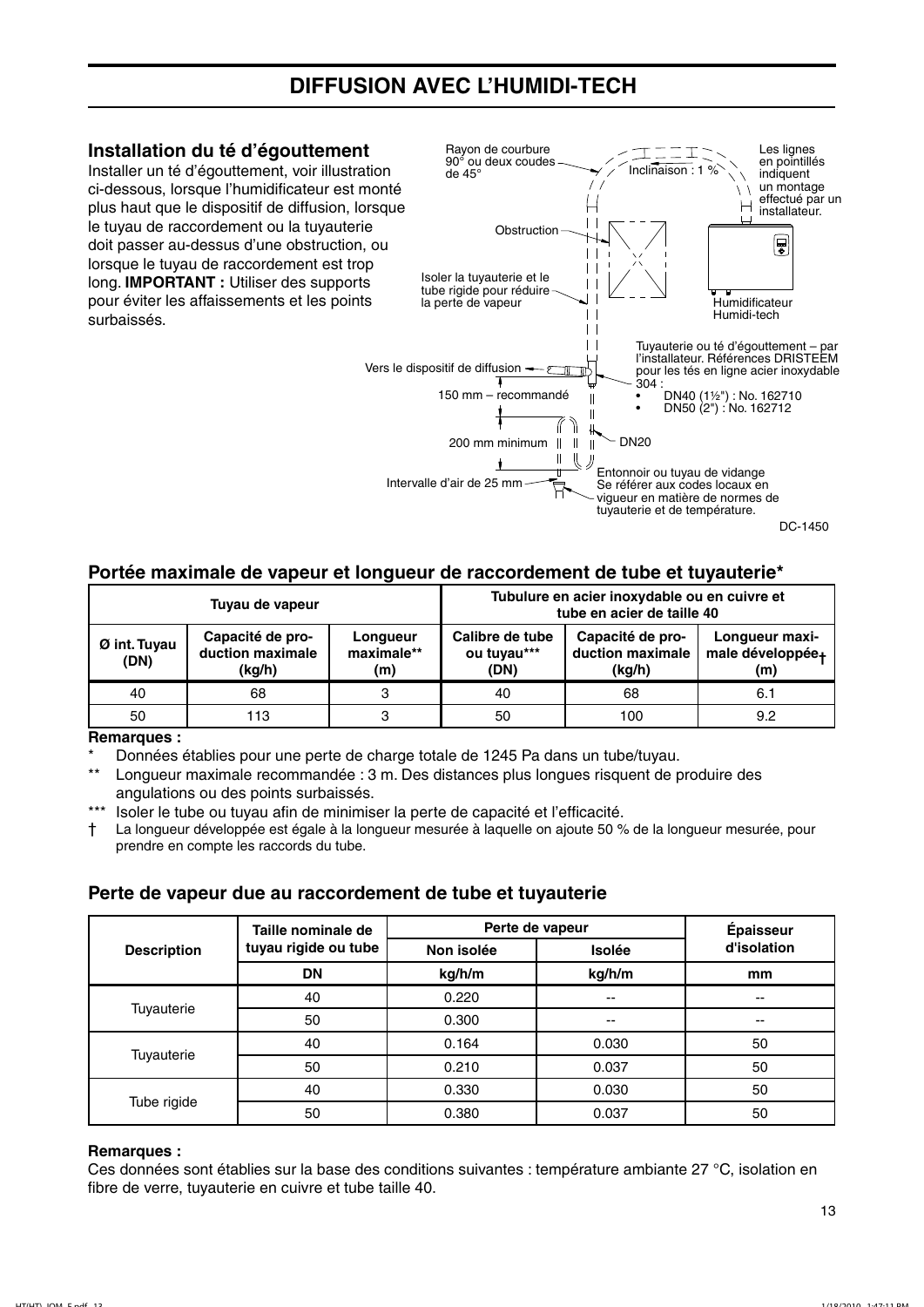# DIFFUSION AVEC L'HUMIDI-TECH

## Installation du té d'égouttement

Installer un té d'égouttement, voir illustration ci-dessous, lorsque l'humidificateur est monté plus haut que le dispositif de diffusion, lorsque le tuyau de raccordement ou la tuyauterie doit passer au-dessus d'une obstruction, ou lorsque le tuyau de raccordement est trop long. **IMPORTANT :** Utiliser des supports pour éviter les affaissements et les points surbaissés.

Rayon de courbure 90° ou deux coudes de 45°

Inclinaison : 1 %

Les lignes en pointillés indiquent un montage effectué par un installateur.

Obstruction

Isoler la tuyauterie et le tube rigide pour réduire la perte de vapeur

Humidificateur Humidi-tech

Tuyauterie ou té d'égouttement – par l'installateur. Références DRISTEEM pour les tés en ligne acier inoxydable 304 :
- DN40 (1½") : No. 162710
- DN50 (2") : No. 162712

Vers le dispositif de diffusion

150 mm – recommandé

200 mm minimum

DN20

Intervalle d'air de 25 mm

Entonnoir ou tuyau de vidange Se référer aux codes locaux en vigueur en matière de normes de tuyauterie et de température.

DC-1450

## Portée maximale de vapeur et longueur de raccordement de tube et tuyauterie*

| Tuyau de vapeur | | | Tubulure en acier inoxydable ou en cuivre et tube en acier de taille 40 | | |
|---|---|---|---|---|---|
| Ø int. Tuyau (DN) | Capacité de production maximale (kg/h) | Longueur maximale** (m) | Calibre de tube ou tuyau*** (DN) | Capacité de production maximale (kg/h) | Longueur maximale développée† (m) |
| 40 | 68 | 3 | 40 | 68 | 6.1 |
| 50 | 113 | 3 | 50 | 100 | 9.2 |

**Remarques :**

* Données établies pour une perte de charge totale de 1245 Pa dans un tube/tuyau.

** Longueur maximale recommandée : 3 m. Des distances plus longues risquent de produire des angulations ou des points surbaissés.

*** Isoler le tube ou tuyau afin de minimiser la perte de capacité et l'efficacité.

† La longueur développée est égale à la longueur mesurée à laquelle on ajoute 50 % de la longueur mesurée, pour prendre en compte les raccords du tube.

## Perte de vapeur due au raccordement de tube et tuyauterie

| Description | Taille nominale de tuyau rigide ou tube | Perte de vapeur | | Épaisseur d'isolation |
|---|---|---|---|---|
| | | Non isolée | Isolée | |
| | DN | kg/h/m | kg/h/m | mm |
| Tuyauterie | 40 | 0.220 | -- | -- |
| | 50 | 0.300 | -- | -- |
| Tuyauterie | 40 | 0.164 | 0.030 | 50 |
| | 50 | 0.210 | 0.037 | 50 |
| Tube rigide | 40 | 0.330 | 0.030 | 50 |
| | 50 | 0.380 | 0.037 | 50 |

**Remarques :**

Ces données sont établies sur la base des conditions suivantes : température ambiante 27 °C, isolation en fibre de verre, tuyauterie en cuivre et tube taille 40.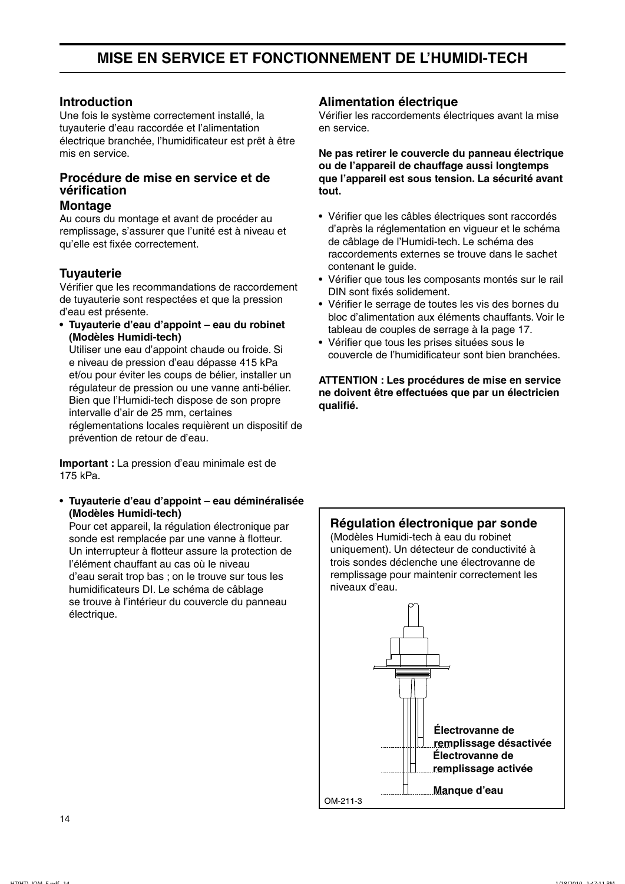# MISE EN SERVICE ET FONCTIONNEMENT DE L'HUMIDI-TECH

### Introduction

Une fois le système correctement installé, la tuyauterie d'eau raccordée et l'alimentation électrique branchée, l'humidificateur est prêt à être mis en service.

### Procédure de mise en service et de vérification

### Montage

Au cours du montage et avant de procéder au remplissage, s'assurer que l'unité est à niveau et qu'elle est fixée correctement.

### Tuyauterie

Vérifier que les recommandations de raccordement de tuyauterie sont respectées et que la pression d'eau est présente.

- **Tuyauterie d'eau d'appoint – eau du robinet (Modèles Humidi-tech)**
  Utiliser une eau d'appoint chaude ou froide. Si e niveau de pression d'eau dépasse 415 kPa et/ou pour éviter les coups de bélier, installer un régulateur de pression ou une vanne anti-bélier. Bien que l'Humidi-tech dispose de son propre intervalle d'air de 25 mm, certaines réglementations locales requièrent un dispositif de prévention de retour de d'eau.

**Important :** La pression d'eau minimale est de 175 kPa.

- **Tuyauterie d'eau d'appoint – eau déminéralisée (Modèles Humidi-tech)**
  Pour cet appareil, la régulation électronique par sonde est remplacée par une vanne à flotteur. Un interrupteur à flotteur assure la protection de l'élément chauffant au cas où le niveau d'eau serait trop bas ; on le trouve sur tous les humidificateurs DI. Le schéma de câblage se trouve à l'intérieur du couvercle du panneau électrique.

### Alimentation électrique

Vérifier les raccordements électriques avant la mise en service.

**Ne pas retirer le couvercle du panneau électrique ou de l'appareil de chauffage aussi longtemps que l'appareil est sous tension. La sécurité avant tout.**

- Vérifier que les câbles électriques sont raccordés d'après la réglementation en vigueur et le schéma de câblage de l'Humidi-tech. Le schéma des raccordements externes se trouve dans le sachet contenant le guide.
- Vérifier que tous les composants montés sur le rail DIN sont fixés solidement.
- Vérifier le serrage de toutes les vis des bornes du bloc d'alimentation aux éléments chauffants. Voir le tableau de couples de serrage à la page 17.
- Vérifier que tous les prises situées sous le couvercle de l'humidificateur sont bien branchées.

**ATTENTION : Les procédures de mise en service ne doivent être effectuées que par un électricien qualifié.**

### Régulation électronique par sonde

(Modèles Humidi-tech à eau du robinet uniquement). Un détecteur de conductivité à trois sondes déclenche une électrovanne de remplissage pour maintenir correctement les niveaux d'eau.

**Électrovanne de remplissage désactivée**

**Électrovanne de remplissage activée**

**Manque d'eau**

OM-211-3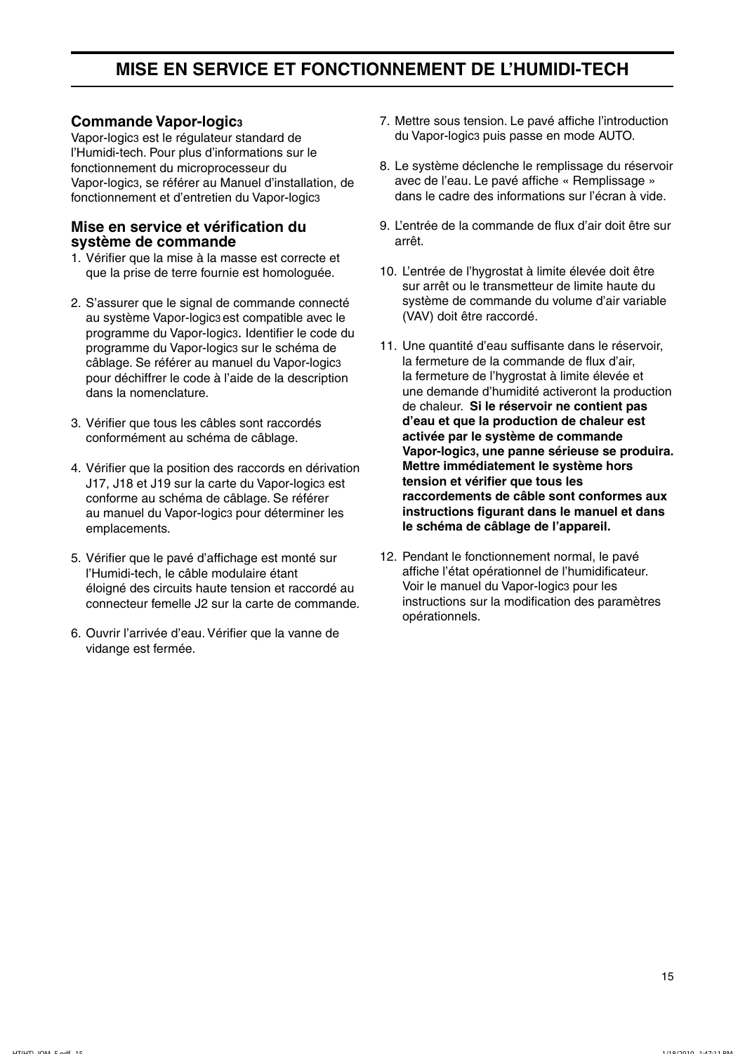# MISE EN SERVICE ET FONCTIONNEMENT DE L'HUMIDI-TECH

## Commande Vapor-logic3

Vapor-logic3 est le régulateur standard de l'Humidi-tech. Pour plus d'informations sur le fonctionnement du microprocesseur du Vapor-logic3, se référer au Manuel d'installation, de fonctionnement et d'entretien du Vapor-logic3

## Mise en service et vérification du système de commande

1. Vérifier que la mise à la masse est correcte et que la prise de terre fournie est homologuée.

2. S'assurer que le signal de commande connecté au système Vapor-logic3 est compatible avec le programme du Vapor-logic3. Identifier le code du programme du Vapor-logic3 sur le schéma de câblage. Se référer au manuel du Vapor-logic3 pour déchiffrer le code à l'aide de la description dans la nomenclature.

3. Vérifier que tous les câbles sont raccordés conformément au schéma de câblage.

4. Vérifier que la position des raccords en dérivation J17, J18 et J19 sur la carte du Vapor-logic3 est conforme au schéma de câblage. Se référer au manuel du Vapor-logic3 pour déterminer les emplacements.

5. Vérifier que le pavé d'affichage est monté sur l'Humidi-tech, le câble modulaire étant éloigné des circuits haute tension et raccordé au connecteur femelle J2 sur la carte de commande.

6. Ouvrir l'arrivée d'eau. Vérifier que la vanne de vidange est fermée.

7. Mettre sous tension. Le pavé affiche l'introduction du Vapor-logic3 puis passe en mode AUTO.

8. Le système déclenche le remplissage du réservoir avec de l'eau. Le pavé affiche « Remplissage » dans le cadre des informations sur l'écran à vide.

9. L'entrée de la commande de flux d'air doit être sur arrêt.

10. L'entrée de l'hygrostat à limite élevée doit être sur arrêt ou le transmetteur de limite haute du système de commande du volume d'air variable (VAV) doit être raccordé.

11. Une quantité d'eau suffisante dans le réservoir, la fermeture de la commande de flux d'air, la fermeture de l'hygrostat à limite élevée et une demande d'humidité activeront la production de chaleur. **Si le réservoir ne contient pas d'eau et que la production de chaleur est activée par le système de commande Vapor-logic3, une panne sérieuse se produira. Mettre immédiatement le système hors tension et vérifier que tous les raccordements de câble sont conformes aux instructions figurant dans le manuel et dans le schéma de câblage de l'appareil.**

12. Pendant le fonctionnement normal, le pavé affiche l'état opérationnel de l'humidificateur. Voir le manuel du Vapor-logic3 pour les instructions sur la modification des paramètres opérationnels.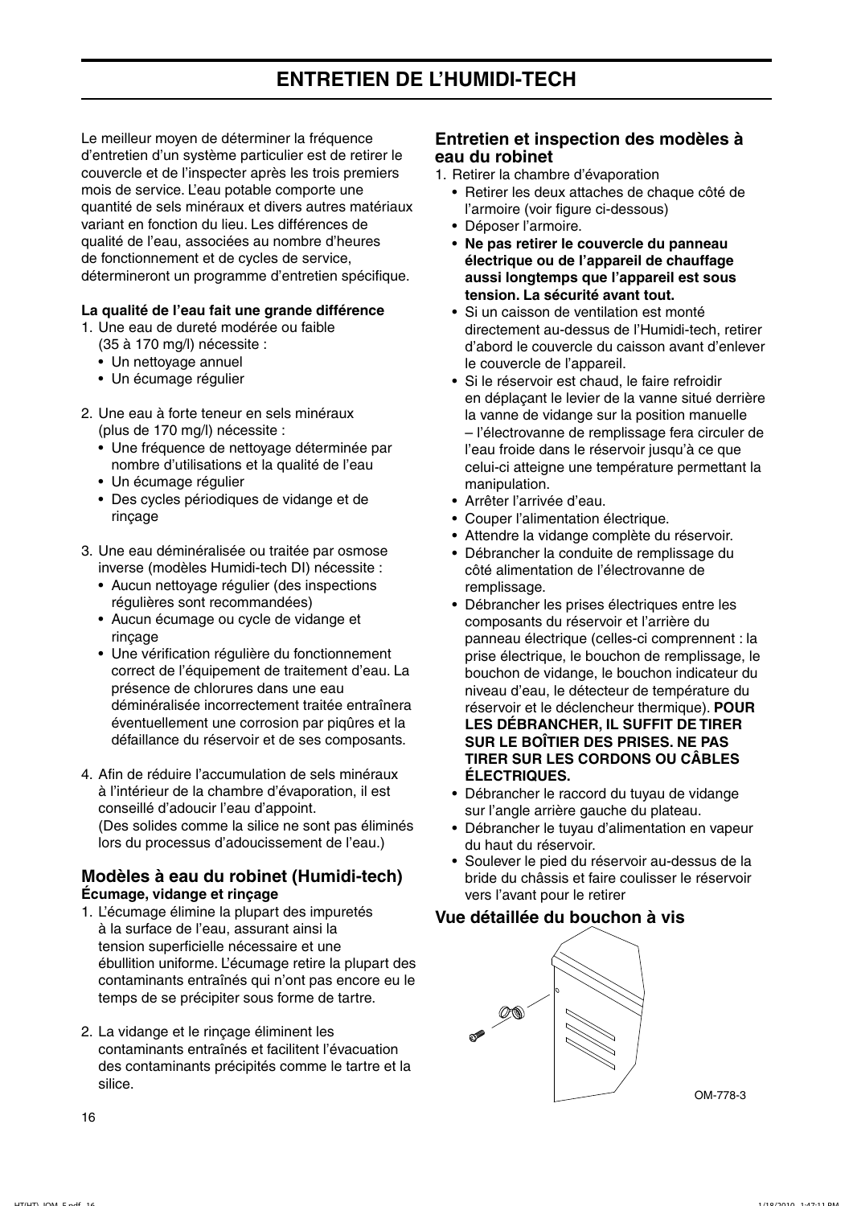# ENTRETIEN DE L'HUMIDI-TECH

Le meilleur moyen de déterminer la fréquence d'entretien d'un système particulier est de retirer le couvercle et de l'inspecter après les trois premiers mois de service. L'eau potable comporte une quantité de sels minéraux et divers autres matériaux variant en fonction du lieu. Les différences de qualité de l'eau, associées au nombre d'heures de fonctionnement et de cycles de service, détermineront un programme d'entretien spécifique.

**La qualité de l'eau fait une grande différence**

1. Une eau de dureté modérée ou faible (35 à 170 mg/l) nécessite :
   - Un nettoyage annuel
   - Un écumage régulier

2. Une eau à forte teneur en sels minéraux (plus de 170 mg/l) nécessite :
   - Une fréquence de nettoyage déterminée par nombre d'utilisations et la qualité de l'eau
   - Un écumage régulier
   - Des cycles périodiques de vidange et de rinçage

3. Une eau déminéralisée ou traitée par osmose inverse (modèles Humidi-tech DI) nécessite :
   - Aucun nettoyage régulier (des inspections régulières sont recommandées)
   - Aucun écumage ou cycle de vidange et rinçage
   - Une vérification régulière du fonctionnement correct de l'équipement de traitement d'eau. La présence de chlorures dans une eau déminéralisée incorrectement traitée entraînera éventuellement une corrosion par piqûres et la défaillance du réservoir et de ses composants.

4. Afin de réduire l'accumulation de sels minéraux à l'intérieur de la chambre d'évaporation, il est conseillé d'adoucir l'eau d'appoint. (Des solides comme la silice ne sont pas éliminés lors du processus d'adoucissement de l'eau.)

## Modèles à eau du robinet (Humidi-tech)

**Écumage, vidange et rinçage**

1. L'écumage élimine la plupart des impuretés à la surface de l'eau, assurant ainsi la tension superficielle nécessaire et une ébullition uniforme. L'écumage retire la plupart des contaminants entraînés qui n'ont pas encore eu le temps de se précipiter sous forme de tartre.

2. La vidange et le rinçage éliminent les contaminants entraînés et facilitent l'évacuation des contaminants précipités comme le tartre et la silice.

## Entretien et inspection des modèles à eau du robinet

1. Retirer la chambre d'évaporation
   - Retirer les deux attaches de chaque côté de l'armoire (voir figure ci-dessous)
   - Déposer l'armoire.
   - **Ne pas retirer le couvercle du panneau électrique ou de l'appareil de chauffage aussi longtemps que l'appareil est sous tension. La sécurité avant tout.**
   - Si un caisson de ventilation est monté directement au-dessus de l'Humidi-tech, retirer d'abord le couvercle du caisson avant d'enlever le couvercle de l'appareil.
   - Si le réservoir est chaud, le faire refroidir en déplaçant le levier de la vanne situé derrière la vanne de vidange sur la position manuelle – l'électrovanne de remplissage fera circuler de l'eau froide dans le réservoir jusqu'à ce que celui-ci atteigne une température permettant la manipulation.
   - Arrêter l'arrivée d'eau.
   - Couper l'alimentation électrique.
   - Attendre la vidange complète du réservoir.
   - Débrancher la conduite de remplissage du côté alimentation de l'électrovanne de remplissage.
   - Débrancher les prises électriques entre les composants du réservoir et l'arrière du panneau électrique (celles-ci comprennent : la prise électrique, le bouchon de remplissage, le bouchon de vidange, le bouchon indicateur du niveau d'eau, le détecteur de température du réservoir et le déclencheur thermique). **POUR LES DÉBRANCHER, IL SUFFIT DE TIRER SUR LE BOÎTIER DES PRISES. NE PAS TIRER SUR LES CORDONS OU CÂBLES ÉLECTRIQUES.**
   - Débrancher le raccord du tuyau de vidange sur l'angle arrière gauche du plateau.
   - Débrancher le tuyau d'alimentation en vapeur du haut du réservoir.
   - Soulever le pied du réservoir au-dessus de la bride du châssis et faire coulisser le réservoir vers l'avant pour le retirer

### Vue détaillée du bouchon à vis

OM-778-3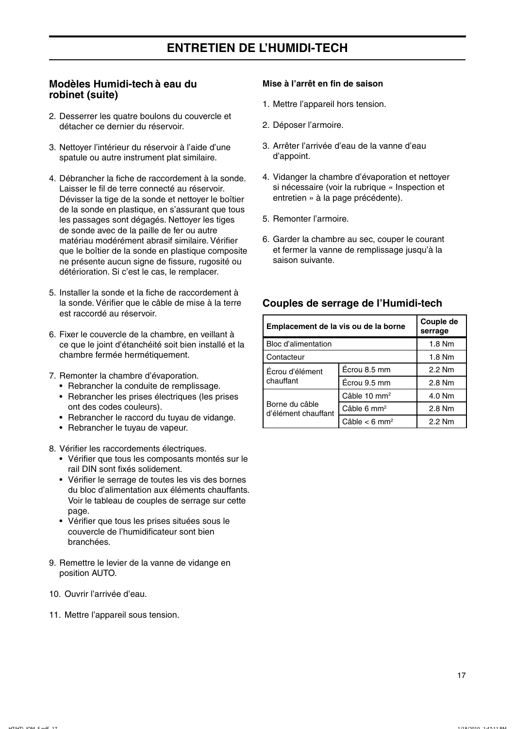# ENTRETIEN DE L'HUMIDI-TECH

## Modèles Humidi-tech à eau du robinet (suite)

2. Desserrer les quatre boulons du couvercle et détacher ce dernier du réservoir.

3. Nettoyer l'intérieur du réservoir à l'aide d'une spatule ou autre instrument plat similaire.

4. Débrancher la fiche de raccordement à la sonde. Laisser le fil de terre connecté au réservoir. Dévisser la tige de la sonde et nettoyer le boîtier de la sonde en plastique, en s'assurant que tous les passages sont dégagés. Nettoyer les tiges de sonde avec de la paille de fer ou autre matériau modérément abrasif similaire. Vérifier que le boîtier de la sonde en plastique composite ne présente aucun signe de fissure, rugosité ou détérioration. Si c'est le cas, le remplacer.

5. Installer la sonde et la fiche de raccordement à la sonde. Vérifier que le câble de mise à la terre est raccordé au réservoir.

6. Fixer le couvercle de la chambre, en veillant à ce que le joint d'étanchéité soit bien installé et la chambre fermée hermétiquement.

7. Remonter la chambre d'évaporation.
   - Rebrancher la conduite de remplissage.
   - Rebrancher les prises électriques (les prises ont des codes couleurs).
   - Rebrancher le raccord du tuyau de vidange.
   - Rebrancher le tuyau de vapeur.

8. Vérifier les raccordements électriques.
   - Vérifier que tous les composants montés sur le rail DIN sont fixés solidement.
   - Vérifier le serrage de toutes les vis des bornes du bloc d'alimentation aux éléments chauffants. Voir le tableau de couples de serrage sur cette page.
   - Vérifier que tous les prises situées sous le couvercle de l'humidificateur sont bien branchées.

9. Remettre le levier de la vanne de vidange en position AUTO.

10. Ouvrir l'arrivée d'eau.

11. Mettre l'appareil sous tension.

**Mise à l'arrêt en fin de saison**

1. Mettre l'appareil hors tension.

2. Déposer l'armoire.

3. Arrêter l'arrivée d'eau de la vanne d'eau d'appoint.

4. Vidanger la chambre d'évaporation et nettoyer si nécessaire (voir la rubrique « Inspection et entretien » à la page précédente).

5. Remonter l'armoire.

6. Garder la chambre au sec, couper le courant et fermer la vanne de remplissage jusqu'à la saison suivante.

## Couples de serrage de l'Humidi-tech

| Emplacement de la vis ou de la borne | | Couple de serrage |
|---|---|---|
| Bloc d'alimentation | | 1.8 Nm |
| Contacteur | | 1.8 Nm |
| Écrou d'élément chauffant | Écrou 8.5 mm | 2.2 Nm |
| | Écrou 9.5 mm | 2.8 Nm |
| Borne du câble d'élément chauffant | Câble 10 $mm^2$ | 4.0 Nm |
| | Câble 6 $mm^2$ | 2.8 Nm |
| | Câble < 6 $mm^2$ | 2.2 Nm |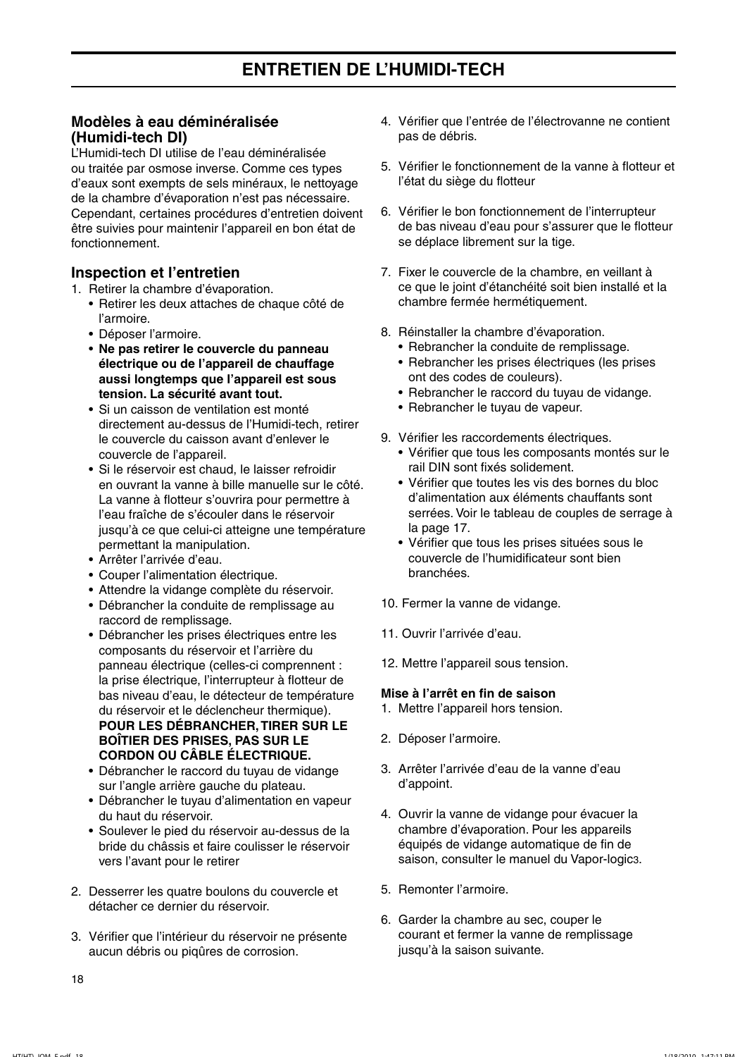# ENTRETIEN DE L'HUMIDI-TECH

## Modèles à eau déminéralisée (Humidi-tech DI)

L'Humidi-tech DI utilise de l'eau déminéralisée ou traitée par osmose inverse. Comme ces types d'eaux sont exempts de sels minéraux, le nettoyage de la chambre d'évaporation n'est pas nécessaire. Cependant, certaines procédures d'entretien doivent être suivies pour maintenir l'appareil en bon état de fonctionnement.

## Inspection et l'entretien

1. Retirer la chambre d'évaporation.
   - Retirer les deux attaches de chaque côté de l'armoire.
   - Déposer l'armoire.
   - **Ne pas retirer le couvercle du panneau électrique ou de l'appareil de chauffage aussi longtemps que l'appareil est sous tension. La sécurité avant tout.**
   - Si un caisson de ventilation est monté directement au-dessus de l'Humidi-tech, retirer le couvercle du caisson avant d'enlever le couvercle de l'appareil.
   - Si le réservoir est chaud, le laisser refroidir en ouvrant la vanne à bille manuelle sur le côté. La vanne à flotteur s'ouvrira pour permettre à l'eau fraîche de s'écouler dans le réservoir jusqu'à ce que celui-ci atteigne une température permettant la manipulation.
   - Arrêter l'arrivée d'eau.
   - Couper l'alimentation électrique.
   - Attendre la vidange complète du réservoir.
   - Débrancher la conduite de remplissage au raccord de remplissage.
   - Débrancher les prises électriques entre les composants du réservoir et l'arrière du panneau électrique (celles-ci comprennent : la prise électrique, l'interrupteur à flotteur de bas niveau d'eau, le détecteur de température du réservoir et le déclencheur thermique). **POUR LES DÉBRANCHER, TIRER SUR LE BOÎTIER DES PRISES, PAS SUR LE CORDON OU CÂBLE ÉLECTRIQUE.**
   - Débrancher le raccord du tuyau de vidange sur l'angle arrière gauche du plateau.
   - Débrancher le tuyau d'alimentation en vapeur du haut du réservoir.
   - Soulever le pied du réservoir au-dessus de la bride du châssis et faire coulisser le réservoir vers l'avant pour le retirer

2. Desserrer les quatre boulons du couvercle et détacher ce dernier du réservoir.

3. Vérifier que l'intérieur du réservoir ne présente aucun débris ou piqûres de corrosion.

4. Vérifier que l'entrée de l'électrovanne ne contient pas de débris.

5. Vérifier le fonctionnement de la vanne à flotteur et l'état du siège du flotteur

6. Vérifier le bon fonctionnement de l'interrupteur de bas niveau d'eau pour s'assurer que le flotteur se déplace librement sur la tige.

7. Fixer le couvercle de la chambre, en veillant à ce que le joint d'étanchéité soit bien installé et la chambre fermée hermétiquement.

8. Réinstaller la chambre d'évaporation.
   - Rebrancher la conduite de remplissage.
   - Rebrancher les prises électriques (les prises ont des codes de couleurs).
   - Rebrancher le raccord du tuyau de vidange.
   - Rebrancher le tuyau de vapeur.

9. Vérifier les raccordements électriques.
   - Vérifier que tous les composants montés sur le rail DIN sont fixés solidement.
   - Vérifier que toutes les vis des bornes du bloc d'alimentation aux éléments chauffants sont serrées. Voir le tableau de couples de serrage à la page 17.
   - Vérifier que tous les prises situées sous le couvercle de l'humidificateur sont bien branchées.

10. Fermer la vanne de vidange.

11. Ouvrir l'arrivée d'eau.

12. Mettre l'appareil sous tension.

### Mise à l'arrêt en fin de saison

1. Mettre l'appareil hors tension.

2. Déposer l'armoire.

3. Arrêter l'arrivée d'eau de la vanne d'eau d'appoint.

4. Ouvrir la vanne de vidange pour évacuer la chambre d'évaporation. Pour les appareils équipés de vidange automatique de fin de saison, consulter le manuel du Vapor-logic3.

5. Remonter l'armoire.

6. Garder la chambre au sec, couper le courant et fermer la vanne de remplissage jusqu'à la saison suivante.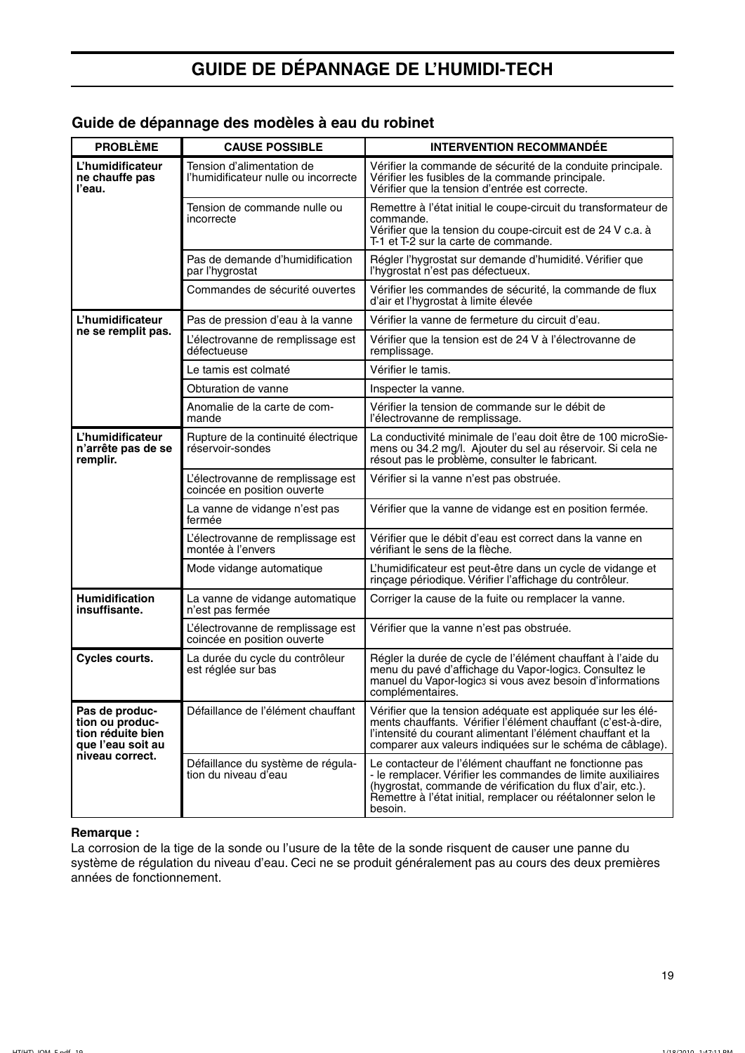# GUIDE DE DÉPANNAGE DE L'HUMIDI-TECH

## Guide de dépannage des modèles à eau du robinet

| PROBLÈME | CAUSE POSSIBLE | INTERVENTION RECOMMANDÉE |
|---|---|---|
| **L'humidificateur ne chauffe pas l'eau.** | Tension d'alimentation de l'humidificateur nulle ou incorrecte | Vérifier la commande de sécurité de la conduite principale. Vérifier les fusibles de la commande principale. Vérifier que la tension d'entrée est correcte. |
| | Tension de commande nulle ou incorrecte | Remettre à l'état initial le coupe-circuit du transformateur de commande. Vérifier que la tension du coupe-circuit est de 24 V c.a. à T-1 et T-2 sur la carte de commande. |
| | Pas de demande d'humidification par l'hygrostat | Régler l'hygrostat sur demande d'humidité. Vérifier que l'hygrostat n'est pas défectueux. |
| | Commandes de sécurité ouvertes | Vérifier les commandes de sécurité, la commande de flux d'air et l'hygrostat à limite élevée |
| **L'humidificateur ne se remplit pas.** | Pas de pression d'eau à la vanne | Vérifier la vanne de fermeture du circuit d'eau. |
| | L'électrovanne de remplissage est défectueuse | Vérifier que la tension est de 24 V à l'électrovanne de remplissage. |
| | Le tamis est colmaté | Vérifier le tamis. |
| | Obturation de vanne | Inspecter la vanne. |
| | Anomalie de la carte de commande | Vérifier la tension de commande sur le débit de l'électrovanne de remplissage. |
| **L'humidificateur n'arrête pas de se remplir.** | Rupture de la continuité électrique réservoir-sondes | La conductivité minimale de l'eau doit être de 100 microSiemens ou 34.2 mg/l. Ajouter du sel au réservoir. Si cela ne résout pas le problème, consulter le fabricant. |
| | L'électrovanne de remplissage est coincée en position ouverte | Vérifier si la vanne n'est pas obstruée. |
| | La vanne de vidange n'est pas fermée | Vérifier que la vanne de vidange est en position fermée. |
| | L'électrovanne de remplissage est montée à l'envers | Vérifier que le débit d'eau est correct dans la vanne en vérifiant le sens de la flèche. |
| | Mode vidange automatique | L'humidificateur est peut-être dans un cycle de vidange et rinçage périodique. Vérifier l'affichage du contrôleur. |
| **Humidification insuffisante.** | La vanne de vidange automatique n'est pas fermée | Corriger la cause de la fuite ou remplacer la vanne. |
| | L'électrovanne de remplissage est coincée en position ouverte | Vérifier que la vanne n'est pas obstruée. |
| **Cycles courts.** | La durée du cycle du contrôleur est réglée sur bas | Régler la durée de cycle de l'élément chauffant à l'aide du menu du pavé d'affichage du Vapor-logic3. Consultez le manuel du Vapor-logic3 si vous avez besoin d'informations complémentaires. |
| **Pas de production ou production réduite bien que l'eau soit au niveau correct.** | Défaillance de l'élément chauffant | Vérifier que la tension adéquate est appliquée sur les éléments chauffants. Vérifier l'élément chauffant (c'est-à-dire, l'intensité du courant alimentant l'élément chauffant et la comparer aux valeurs indiquées sur le schéma de câblage). |
| | Défaillance du système de régulation du niveau d'eau | Le contacteur de l'élément chauffant ne fonctionne pas - le remplacer. Vérifier les commandes de limite auxiliaires (hygrostat, commande de vérification du flux d'air, etc.). Remettre à l'état initial, remplacer ou réétalonner selon le besoin. |

**Remarque :**

La corrosion de la tige de la sonde ou l'usure de la tête de la sonde risquent de causer une panne du système de régulation du niveau d'eau. Ceci ne se produit généralement pas au cours des deux premières années de fonctionnement.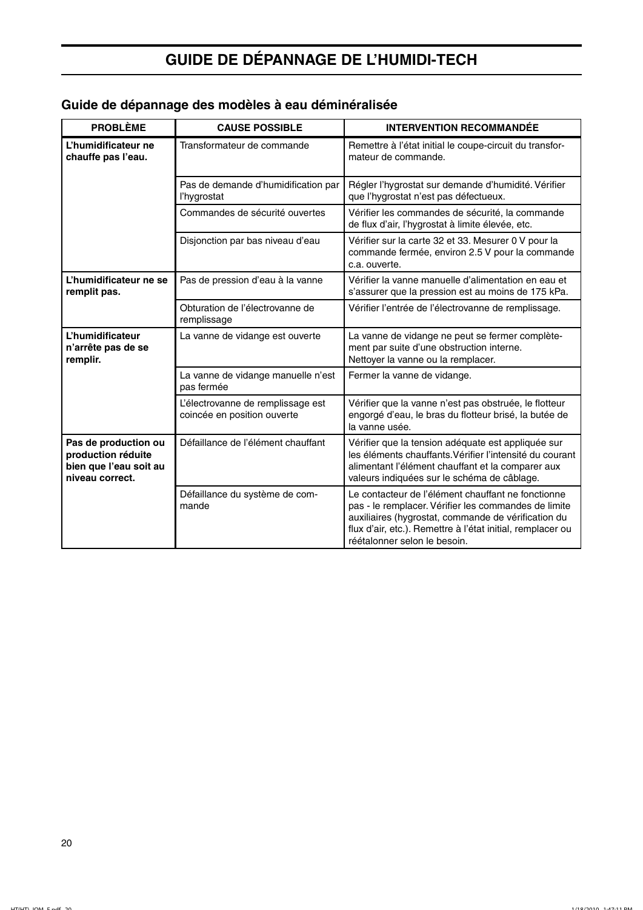# GUIDE DE DÉPANNAGE DE L'HUMIDI-TECH

## Guide de dépannage des modèles à eau déminéralisée

| PROBLÈME | CAUSE POSSIBLE | INTERVENTION RECOMMANDÉE |
|---|---|---|
| **L'humidificateur ne chauffe pas l'eau.** | Transformateur de commande | Remettre à l'état initial le coupe-circuit du transformateur de commande. |
| | Pas de demande d'humidification par l'hygrostat | Régler l'hygrostat sur demande d'humidité. Vérifier que l'hygrostat n'est pas défectueux. |
| | Commandes de sécurité ouvertes | Vérifier les commandes de sécurité, la commande de flux d'air, l'hygrostat à limite élevée, etc. |
| | Disjonction par bas niveau d'eau | Vérifier sur la carte 32 et 33. Mesurer 0 V pour la commande fermée, environ 2.5 V pour la commande c.a. ouverte. |
| **L'humidificateur ne se remplit pas.** | Pas de pression d'eau à la vanne | Vérifier la vanne manuelle d'alimentation en eau et s'assurer que la pression est au moins de 175 kPa. |
| | Obturation de l'électrovanne de remplissage | Vérifier l'entrée de l'électrovanne de remplissage. |
| **L'humidificateur n'arrête pas de se remplir.** | La vanne de vidange est ouverte | La vanne de vidange ne peut se fermer complètement par suite d'une obstruction interne. Nettoyer la vanne ou la remplacer. |
| | La vanne de vidange manuelle n'est pas fermée | Fermer la vanne de vidange. |
| | L'électrovanne de remplissage est coincée en position ouverte | Vérifier que la vanne n'est pas obstruée, le flotteur engorgé d'eau, le bras du flotteur brisé, la butée de la vanne usée. |
| **Pas de production ou production réduite bien que l'eau soit au niveau correct.** | Défaillance de l'élément chauffant | Vérifier que la tension adéquate est appliquée sur les éléments chauffants. Vérifier l'intensité du courant alimentant l'élément chauffant et la comparer aux valeurs indiquées sur le schéma de câblage. |
| | Défaillance du système de commande | Le contacteur de l'élément chauffant ne fonctionne pas - le remplacer. Vérifier les commandes de limite auxiliaires (hygrostat, commande de vérification du flux d'air, etc.). Remettre à l'état initial, remplacer ou réétalonner selon le besoin. |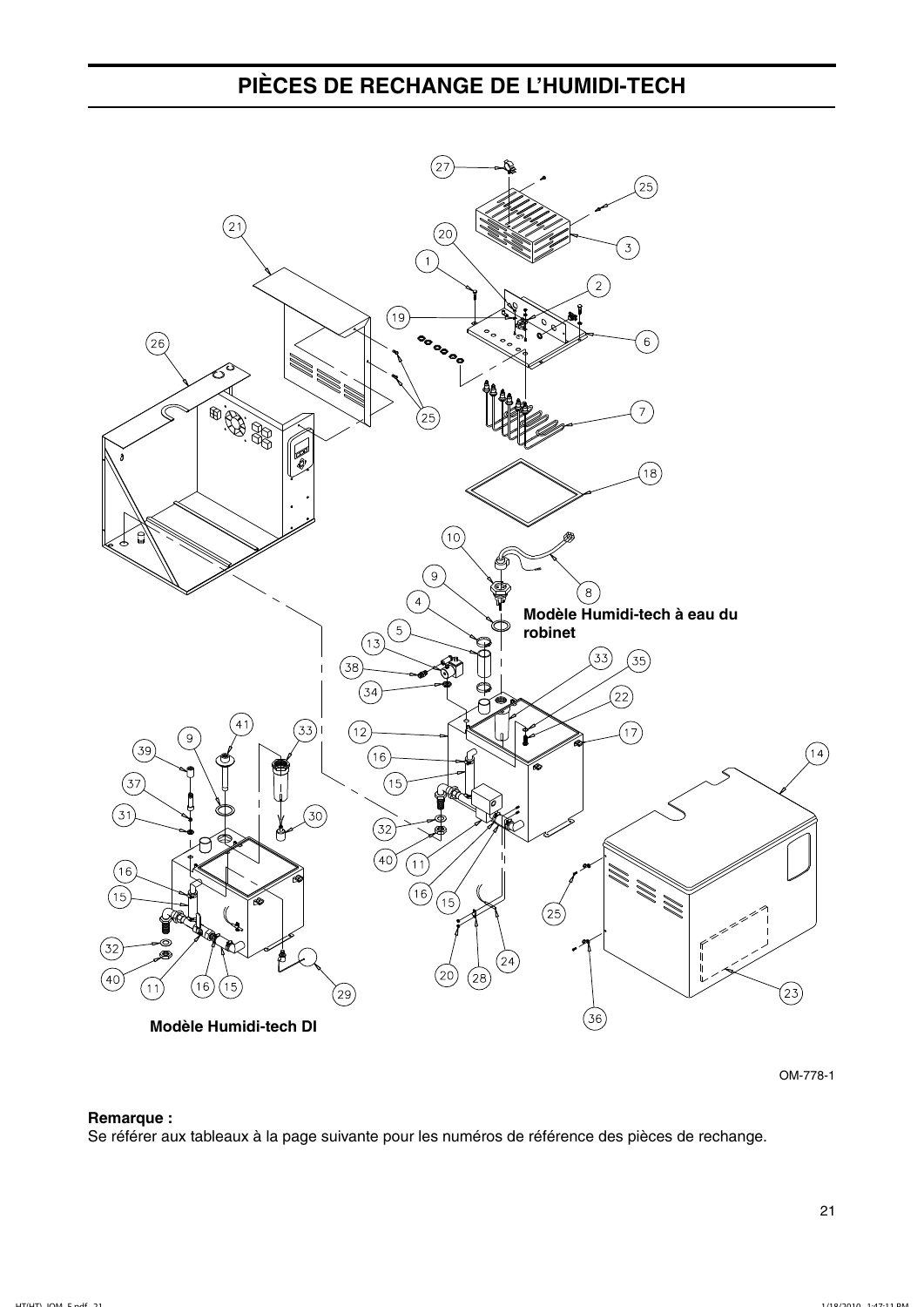# PIÈCES DE RECHANGE DE L'HUMIDI-TECH

Modèle Humidi-tech à eau du robinet

Modèle Humidi-tech DI

OM-778-1

**Remarque :**
Se référer aux tableaux à la page suivante pour les numéros de référence des pièces de rechange.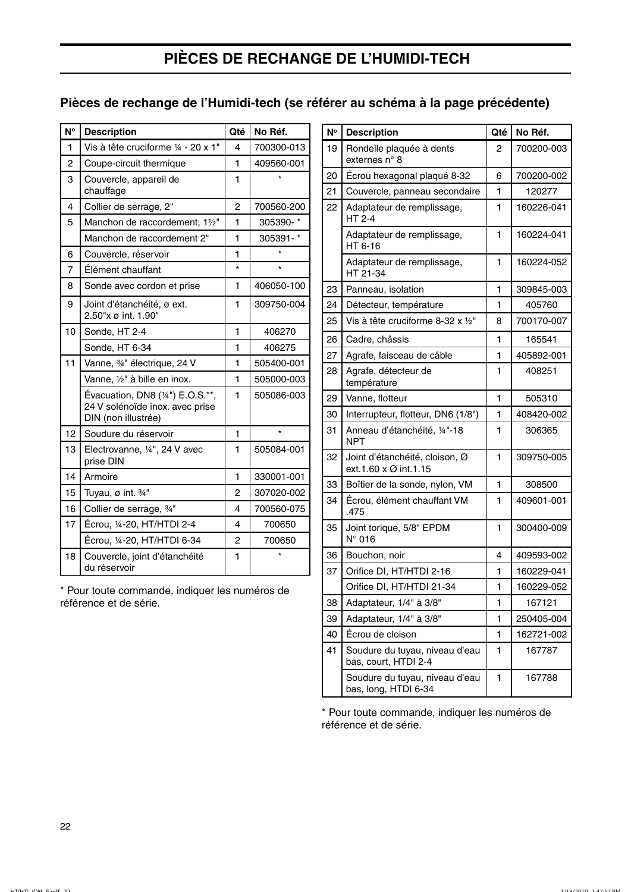# PIÈCES DE RECHANGE DE L'HUMIDI-TECH

## Pièces de rechange de l'Humidi-tech (se référer au schéma à la page précédente)

| N° | Description | Qté | No Réf. |
|---|---|---|---|
| 1 | Vis à tête cruciforme ¼ - 20 x 1" | 4 | 700300-013 |
| 2 | Coupe-circuit thermique | 1 | 409560-001 |
| 3 | Couvercle, appareil de chauffage | 1 | * |
| 4 | Collier de serrage, 2" | 2 | 700560-200 |
| 5 | Manchon de raccordement, 1½" | 1 | 305390- * |
| | Manchon de raccordement 2" | 1 | 305391- * |
| 6 | Couvercle, réservoir | 1 | * |
| 7 | Élément chauffant | * | * |
| 8 | Sonde avec cordon et prise | 1 | 406050-100 |
| 9 | Joint d'étanchéité, ø ext. 2.50"x ø int. 1.90" | 1 | 309750-004 |
| 10 | Sonde, HT 2-4 | 1 | 406270 |
| | Sonde, HT 6-34 | 1 | 406275 |
| 11 | Vanne, ¾" électrique, 24 V | 1 | 505400-001 |
| | Vanne, ½" à bille en inox. | 1 | 505000-003 |
| | Évacuation, DN8 (¼") E.O.S.**, 24 V solénoïde inox. avec prise DIN (non illustrée) | 1 | 505086-003 |
| 12 | Soudure du réservoir | 1 | * |
| 13 | Electrovanne, ¼", 24 V avec prise DIN | 1 | 505084-001 |
| 14 | Armoire | 1 | 330001-001 |
| 15 | Tuyau, ø int. ¾" | 2 | 307020-002 |
| 16 | Collier de serrage, ¾" | 4 | 700560-075 |
| 17 | Écrou, ¼-20, HT/HTDI 2-4 | 4 | 700650 |
| | Écrou, ¼-20, HT/HTDI 6-34 | 2 | 700650 |
| 18 | Couvercle, joint d'étanchéité du réservoir | 1 | * |

\* Pour toute commande, indiquer les numéros de référence et de série.

| N° | Description | Qté | No Réf. |
|---|---|---|---|
| 19 | Rondelle plaquée à dents externes n° 8 | 2 | 700200-003 |
| 20 | Écrou hexagonal plaqué 8-32 | 6 | 700200-002 |
| 21 | Couvercle, panneau secondaire | 1 | 120277 |
| 22 | Adaptateur de remplissage, HT 2-4 | 1 | 160226-041 |
| | Adaptateur de remplissage, HT 6-16 | 1 | 160224-041 |
| | Adaptateur de remplissage, HT 21-34 | 1 | 160224-052 |
| 23 | Panneau, isolation | 1 | 309845-003 |
| 24 | Détecteur, température | 1 | 405760 |
| 25 | Vis à tête cruciforme 8-32 x ½" | 8 | 700170-007 |
| 26 | Cadre, châssis | 1 | 165541 |
| 27 | Agrafe, faisceau de câble | 1 | 405892-001 |
| 28 | Agrafe, détecteur de température | 1 | 408251 |
| 29 | Vanne, flotteur | 1 | 505310 |
| 30 | Interrupteur, flotteur, DN6 (1/8") | 1 | 408420-002 |
| 31 | Anneau d'étanchéité, ¼"-18 NPT | 1 | 306365 |
| 32 | Joint d'étanchéité, cloison, Ø ext.1.60 x Ø int.1.15 | 1 | 309750-005 |
| 33 | Boîtier de la sonde, nylon, VM | 1 | 308500 |
| 34 | Écrou, élément chauffant VM .475 | 1 | 409601-001 |
| 35 | Joint torique, 5/8" EPDM N° 016 | 1 | 300400-009 |
| 36 | Bouchon, noir | 4 | 409593-002 |
| 37 | Orifice DI, HT/HTDI 2-16 | 1 | 160229-041 |
| | Orifice DI, HT/HTDI 21-34 | 1 | 160229-052 |
| 38 | Adaptateur, 1/4" à 3/8" | 1 | 167121 |
| 39 | Adaptateur, 1/4" à 3/8" | 1 | 250405-004 |
| 40 | Écrou de cloison | 1 | 162721-002 |
| 41 | Soudure du tuyau, niveau d'eau bas, court, HTDI 2-4 | 1 | 167787 |
| | Soudure du tuyau, niveau d'eau bas, long, HTDI 6-34 | 1 | 167788 |

\* Pour toute commande, indiquer les numéros de référence et de série.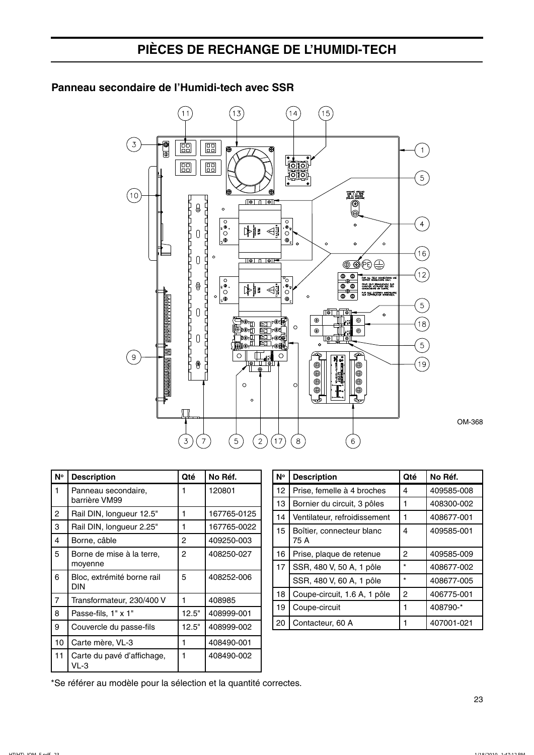# PIÈCES DE RECHANGE DE L'HUMIDI-TECH

## Panneau secondaire de l'Humidi-tech avec SSR

OM-368

| N° | Description | Qté | No Réf. |
|---|---|---|---|
| 1 | Panneau secondaire, barrière VM99 | 1 | 120801 |
| 2 | Rail DIN, longueur 12.5" | 1 | 167765-0125 |
| 3 | Rail DIN, longueur 2.25" | 1 | 167765-0022 |
| 4 | Borne, câble | 2 | 409250-003 |
| 5 | Borne de mise à la terre, moyenne | 2 | 408250-027 |
| 6 | Bloc, extrémité borne rail DIN | 5 | 408252-006 |
| 7 | Transformateur, 230/400 V | 1 | 408985 |
| 8 | Passe-fils, 1" x 1" | 12.5" | 408999-001 |
| 9 | Couvercle du passe-fils | 12.5" | 408999-002 |
| 10 | Carte mère, VL-3 | 1 | 408490-001 |
| 11 | Carte du pavé d'affichage, VL-3 | 1 | 408490-002 |

| N° | Description | Qté | No Réf. |
|---|---|---|---|
| 12 | Prise, femelle à 4 broches | 4 | 409585-008 |
| 13 | Bornier du circuit, 3 pôles | 1 | 408300-002 |
| 14 | Ventilateur, refroidissement | 1 | 408677-001 |
| 15 | Boîtier, connecteur blanc 75 A | 4 | 409585-001 |
| 16 | Prise, plaque de retenue | 2 | 409585-009 |
| 17 | SSR, 480 V, 50 A, 1 pôle | * | 408677-002 |
| | SSR, 480 V, 60 A, 1 pôle | * | 408677-005 |
| 18 | Coupe-circuit, 1.6 A, 1 pôle | 2 | 406775-001 |
| 19 | Coupe-circuit | 1 | 408790-* |
| 20 | Contacteur, 60 A | 1 | 407001-021 |

*Se référer au modèle pour la sélection et la quantité correctes.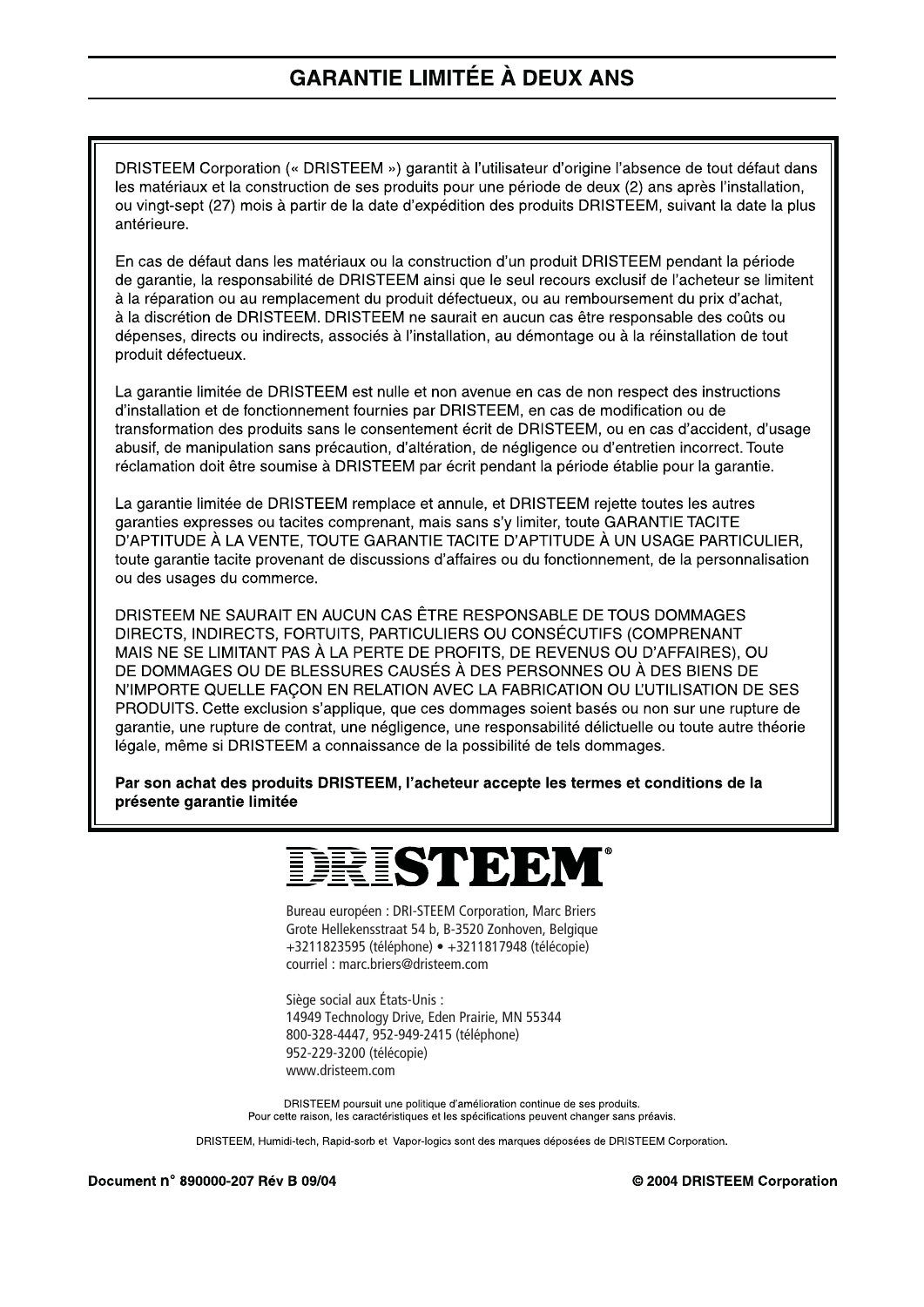# GARANTIE LIMITÉE À DEUX ANS

DRISTEEM Corporation (« DRISTEEM ») garantit à l'utilisateur d'origine l'absence de tout défaut dans les matériaux et la construction de ses produits pour une période de deux (2) ans après l'installation, ou vingt-sept (27) mois à partir de la date d'expédition des produits DRISTEEM, suivant la date la plus antérieure.

En cas de défaut dans les matériaux ou la construction d'un produit DRISTEEM pendant la période de garantie, la responsabilité de DRISTEEM ainsi que le seul recours exclusif de l'acheteur se limitent à la réparation ou au remplacement du produit défectueux, ou au remboursement du prix d'achat, à la discrétion de DRISTEEM. DRISTEEM ne saurait en aucun cas être responsable des coûts ou dépenses, directs ou indirects, associés à l'installation, au démontage ou à la réinstallation de tout produit défectueux.

La garantie limitée de DRISTEEM est nulle et non avenue en cas de non respect des instructions d'installation et de fonctionnement fournies par DRISTEEM, en cas de modification ou de transformation des produits sans le consentement écrit de DRISTEEM, ou en cas d'accident, d'usage abusif, de manipulation sans précaution, d'altération, de négligence ou d'entretien incorrect. Toute réclamation doit être soumise à DRISTEEM par écrit pendant la période établie pour la garantie.

La garantie limitée de DRISTEEM remplace et annule, et DRISTEEM rejette toutes les autres garanties expresses ou tacites comprenant, mais sans s'y limiter, toute GARANTIE TACITE D'APTITUDE À LA VENTE, TOUTE GARANTIE TACITE D'APTITUDE À UN USAGE PARTICULIER, toute garantie tacite provenant de discussions d'affaires ou du fonctionnement, de la personnalisation ou des usages du commerce.

DRISTEEM NE SAURAIT EN AUCUN CAS ÊTRE RESPONSABLE DE TOUS DOMMAGES DIRECTS, INDIRECTS, FORTUITS, PARTICULIERS OU CONSÉCUTIFS (COMPRENANT MAIS NE SE LIMITANT PAS À LA PERTE DE PROFITS, DE REVENUS OU D'AFFAIRES), OU DE DOMMAGES OU DE BLESSURES CAUSÉS À DES PERSONNES OU À DES BIENS DE N'IMPORTE QUELLE FAÇON EN RELATION AVEC LA FABRICATION OU L'UTILISATION DE SES PRODUITS. Cette exclusion s'applique, que ces dommages soient basés ou non sur une rupture de garantie, une rupture de contrat, une négligence, une responsabilité délictuelle ou toute autre théorie légale, même si DRISTEEM a connaissance de la possibilité de tels dommages.

**Par son achat des produits DRISTEEM, l'acheteur accepte les termes et conditions de la présente garantie limitée**

DRISTEEM®

Bureau européen : DRI-STEEM Corporation, Marc Briers
Grote Hellekensstraat 54 b, B-3520 Zonhoven, Belgique
+3211823595 (téléphone) • +3211817948 (télécopie)
courriel : marc.briers@dristeem.com

Siège social aux États-Unis :
14949 Technology Drive, Eden Prairie, MN 55344
800-328-4447, 952-949-2415 (téléphone)
952-229-3200 (télécopie)
www.dristeem.com

DRISTEEM poursuit une politique d'amélioration continue de ses produits.
Pour cette raison, les caractéristiques et les spécifications peuvent changer sans préavis.

DRISTEEM, Humidi-tech, Rapid-sorb et Vapor-logic3 sont des marques déposées de DRISTEEM Corporation.

**Document n° 890000-207 Rév B 09/04** **© 2004 DRISTEEM Corporation**